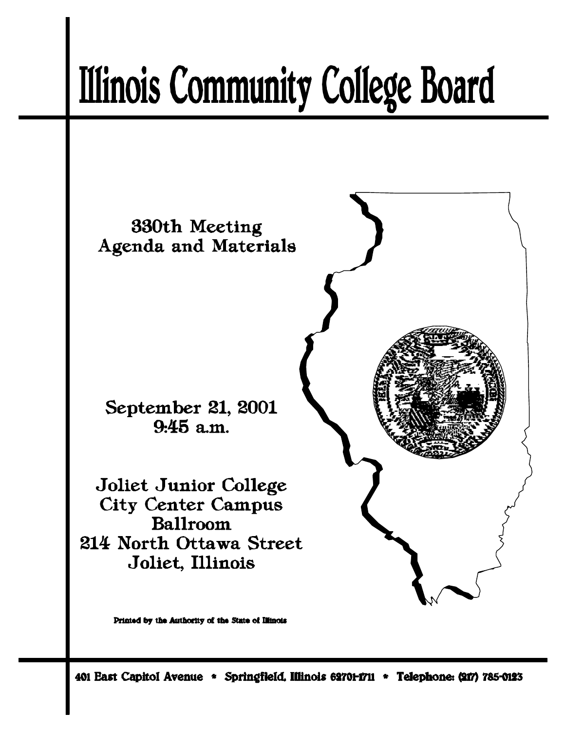# Illinois Community College Board

## 330th Meeting Agenda and Materials

**September 21, 2001**
**9:45 a.m.**

**Joliet Junior College**
**City Center Campus**
**Ballroom**
**214 North Ottawa Street**
**Joliet, Illinois**

Printed by the Authority of the State of Illinois

401 East Capitol Avenue * Springfield, Illinois 62701-1711 * Telephone: (217) 785-0123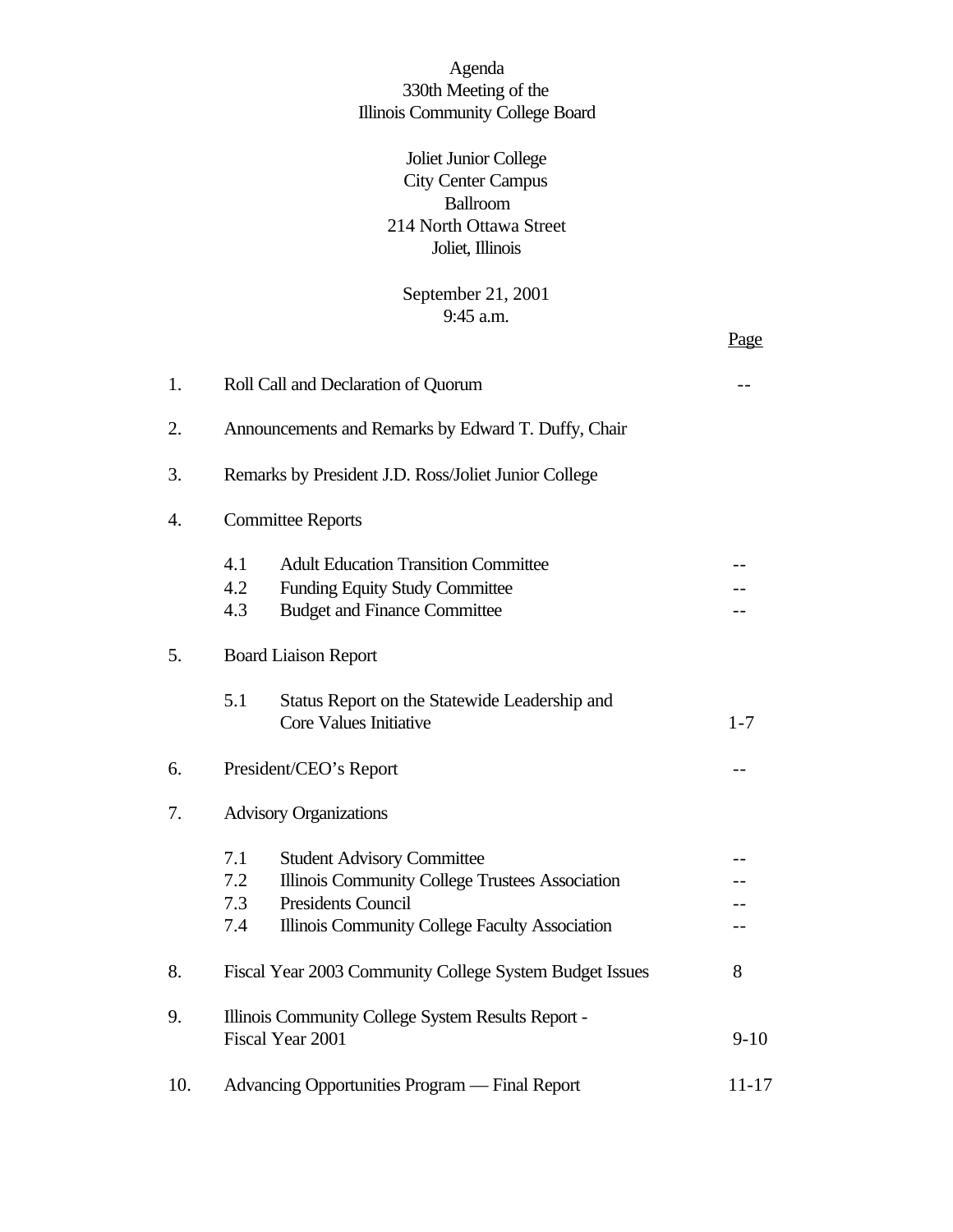Agenda
330th Meeting of the
Illinois Community College Board

Joliet Junior College
City Center Campus
Ballroom
214 North Ottawa Street
Joliet, Illinois

September 21, 2001
9:45 a.m.

| | | Page |
|---|---|---|
| 1. | Roll Call and Declaration of Quorum | -- |
| 2. | Announcements and Remarks by Edward T. Duffy, Chair | |
| 3. | Remarks by President J.D. Ross/Joliet Junior College | |
| 4. | Committee Reports | |
| | 4.1 Adult Education Transition Committee | -- |
| | 4.2 Funding Equity Study Committee | -- |
| | 4.3 Budget and Finance Committee | -- |
| 5. | Board Liaison Report | |
| | 5.1 Status Report on the Statewide Leadership and Core Values Initiative | 1-7 |
| 6. | President/CEO's Report | -- |
| 7. | Advisory Organizations | |
| | 7.1 Student Advisory Committee | -- |
| | 7.2 Illinois Community College Trustees Association | -- |
| | 7.3 Presidents Council | -- |
| | 7.4 Illinois Community College Faculty Association | -- |
| 8. | Fiscal Year 2003 Community College System Budget Issues | 8 |
| 9. | Illinois Community College System Results Report - Fiscal Year 2001 | 9-10 |
| 10. | Advancing Opportunities Program — Final Report | 11-17 |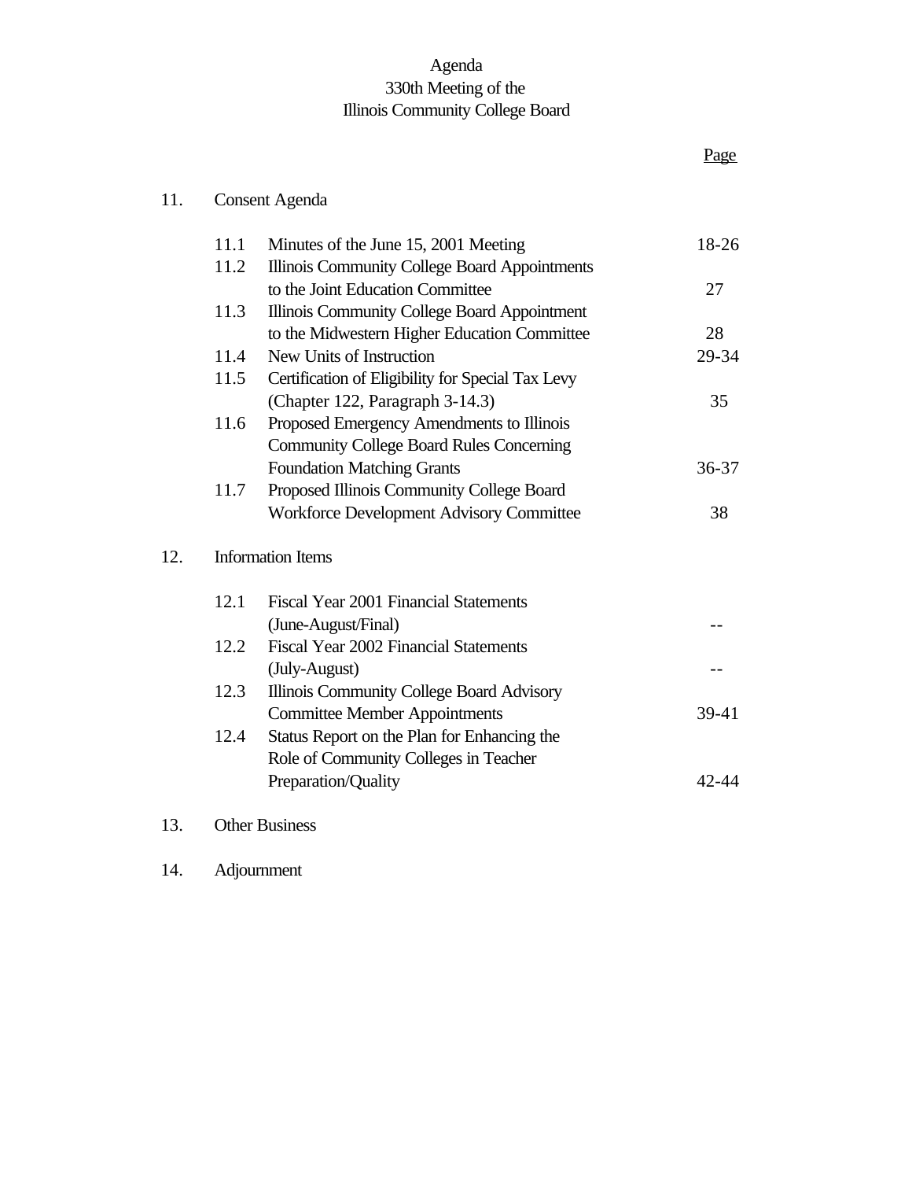# Agenda
## 330th Meeting of the
## Illinois Community College Board

| | | Page |
|---|---|---|
| **11.** | **Consent Agenda** | |
| 11.1 | Minutes of the June 15, 2001 Meeting | 18-26 |
| 11.2 | Illinois Community College Board Appointments to the Joint Education Committee | 27 |
| 11.3 | Illinois Community College Board Appointment to the Midwestern Higher Education Committee | 28 |
| 11.4 | New Units of Instruction | 29-34 |
| 11.5 | Certification of Eligibility for Special Tax Levy (Chapter 122, Paragraph 3-14.3) | 35 |
| 11.6 | Proposed Emergency Amendments to Illinois Community College Board Rules Concerning Foundation Matching Grants | 36-37 |
| 11.7 | Proposed Illinois Community College Board Workforce Development Advisory Committee | 38 |
| **12.** | **Information Items** | |
| 12.1 | Fiscal Year 2001 Financial Statements (June-August/Final) | -- |
| 12.2 | Fiscal Year 2002 Financial Statements (July-August) | -- |
| 12.3 | Illinois Community College Board Advisory Committee Member Appointments | 39-41 |
| 12.4 | Status Report on the Plan for Enhancing the Role of Community Colleges in Teacher Preparation/Quality | 42-44 |
| **13.** | **Other Business** | |
| **14.** | **Adjournment** | |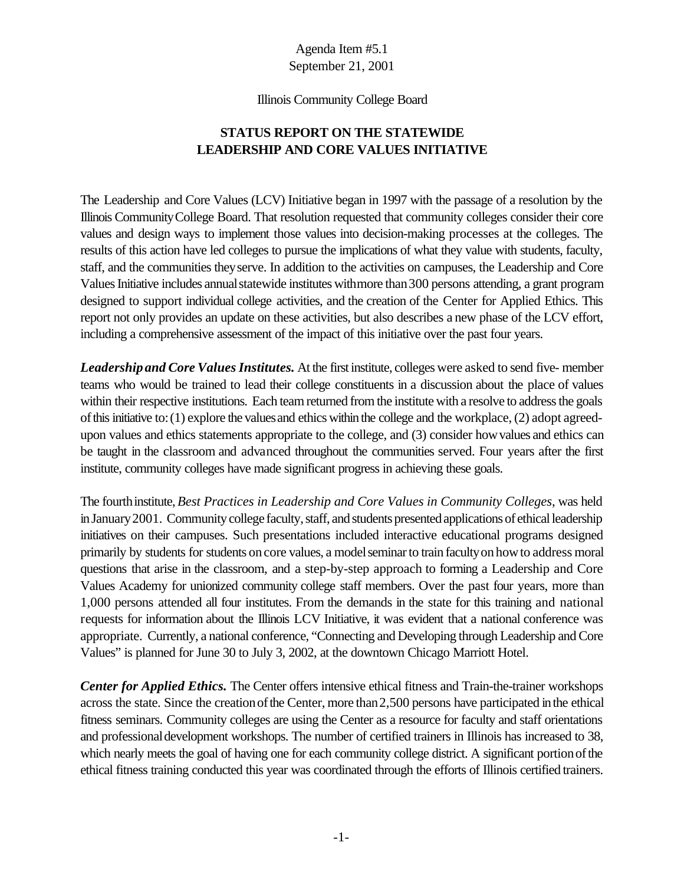Agenda Item #5.1
September 21, 2001

Illinois Community College Board

## STATUS REPORT ON THE STATEWIDE LEADERSHIP AND CORE VALUES INITIATIVE

The Leadership and Core Values (LCV) Initiative began in 1997 with the passage of a resolution by the Illinois Community College Board. That resolution requested that community colleges consider their core values and design ways to implement those values into decision-making processes at the colleges. The results of this action have led colleges to pursue the implications of what they value with students, faculty, staff, and the communities they serve. In addition to the activities on campuses, the Leadership and Core Values Initiative includes annual statewide institutes with more than 300 persons attending, a grant program designed to support individual college activities, and the creation of the Center for Applied Ethics. This report not only provides an update on these activities, but also describes a new phase of the LCV effort, including a comprehensive assessment of the impact of this initiative over the past four years.

***Leadership and Core Values Institutes.*** At the first institute, colleges were asked to send five- member teams who would be trained to lead their college constituents in a discussion about the place of values within their respective institutions. Each team returned from the institute with a resolve to address the goals of this initiative to: (1) explore the values and ethics within the college and the workplace, (2) adopt agreed-upon values and ethics statements appropriate to the college, and (3) consider how values and ethics can be taught in the classroom and advanced throughout the communities served. Four years after the first institute, community colleges have made significant progress in achieving these goals.

The fourth institute, *Best Practices in Leadership and Core Values in Community Colleges*, was held in January 2001. Community college faculty, staff, and students presented applications of ethical leadership initiatives on their campuses. Such presentations included interactive educational programs designed primarily by students for students on core values, a model seminar to train faculty on how to address moral questions that arise in the classroom, and a step-by-step approach to forming a Leadership and Core Values Academy for unionized community college staff members. Over the past four years, more than 1,000 persons attended all four institutes. From the demands in the state for this training and national requests for information about the Illinois LCV Initiative, it was evident that a national conference was appropriate. Currently, a national conference, "Connecting and Developing through Leadership and Core Values" is planned for June 30 to July 3, 2002, at the downtown Chicago Marriott Hotel.

***Center for Applied Ethics.*** The Center offers intensive ethical fitness and Train-the-trainer workshops across the state. Since the creation of the Center, more than 2,500 persons have participated in the ethical fitness seminars. Community colleges are using the Center as a resource for faculty and staff orientations and professional development workshops. The number of certified trainers in Illinois has increased to 38, which nearly meets the goal of having one for each community college district. A significant portion of the ethical fitness training conducted this year was coordinated through the efforts of Illinois certified trainers.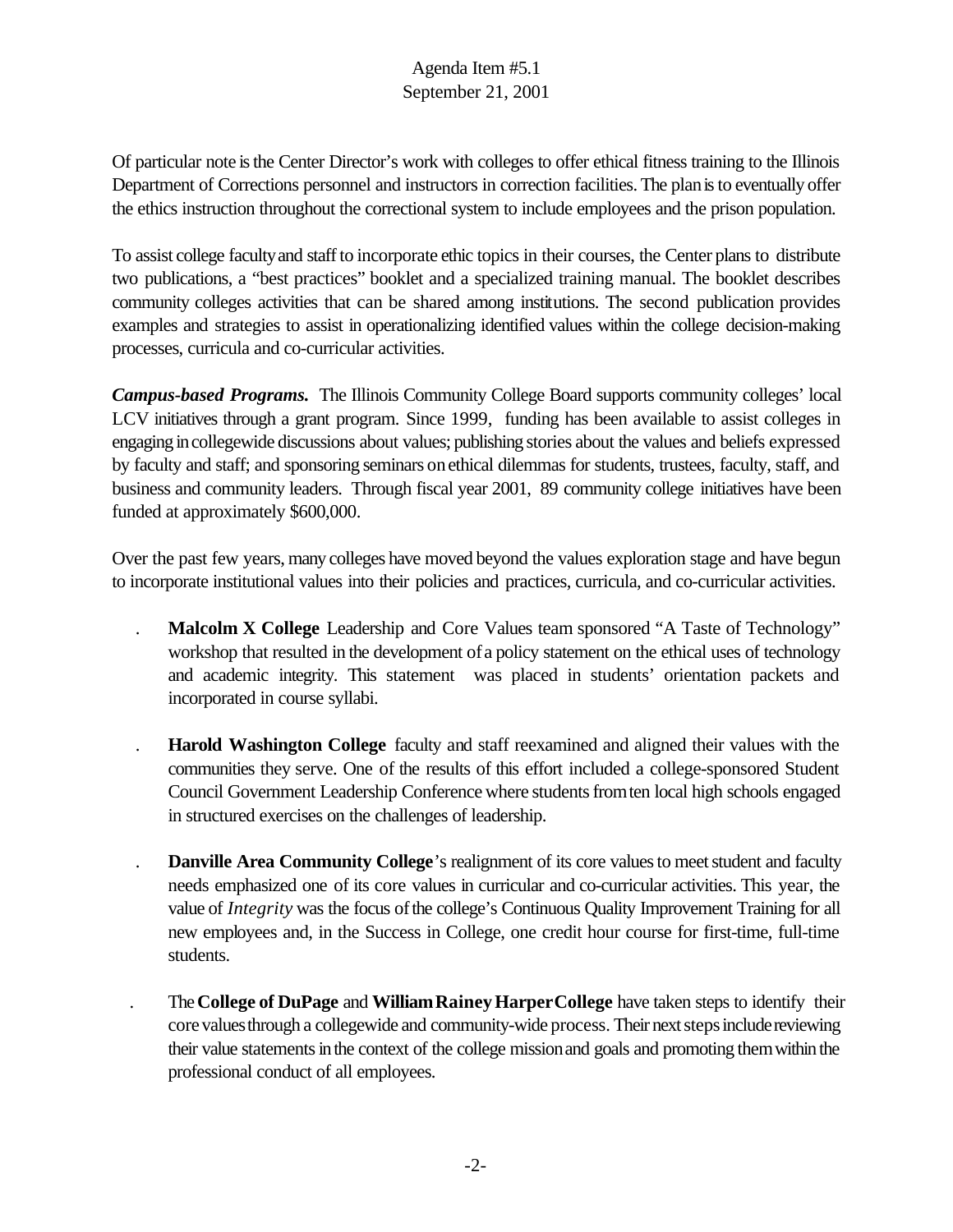Of particular note is the Center Director's work with colleges to offer ethical fitness training to the Illinois Department of Corrections personnel and instructors in correction facilities. The plan is to eventually offer the ethics instruction throughout the correctional system to include employees and the prison population.

To assist college faculty and staff to incorporate ethic topics in their courses, the Center plans to distribute two publications, a "best practices" booklet and a specialized training manual. The booklet describes community colleges activities that can be shared among institutions. The second publication provides examples and strategies to assist in operationalizing identified values within the college decision-making processes, curricula and co-curricular activities.

***Campus-based Programs.*** The Illinois Community College Board supports community colleges' local LCV initiatives through a grant program. Since 1999, funding has been available to assist colleges in engaging in collegewide discussions about values; publishing stories about the values and beliefs expressed by faculty and staff; and sponsoring seminars on ethical dilemmas for students, trustees, faculty, staff, and business and community leaders. Through fiscal year 2001, 89 community college initiatives have been funded at approximately $600,000.

Over the past few years, many colleges have moved beyond the values exploration stage and have begun to incorporate institutional values into their policies and practices, curricula, and co-curricular activities.

- **Malcolm X College** Leadership and Core Values team sponsored "A Taste of Technology" workshop that resulted in the development of a policy statement on the ethical uses of technology and academic integrity. This statement was placed in students' orientation packets and incorporated in course syllabi.

- **Harold Washington College** faculty and staff reexamined and aligned their values with the communities they serve. One of the results of this effort included a college-sponsored Student Council Government Leadership Conference where students from ten local high schools engaged in structured exercises on the challenges of leadership.

- **Danville Area Community College**'s realignment of its core values to meet student and faculty needs emphasized one of its core values in curricular and co-curricular activities. This year, the value of *Integrity* was the focus of the college's Continuous Quality Improvement Training for all new employees and, in the Success in College, one credit hour course for first-time, full-time students.

- The **College of DuPage** and **William Rainey Harper College** have taken steps to identify their core values through a collegewide and community-wide process. Their next steps include reviewing their value statements in the context of the college mission and goals and promoting them within the professional conduct of all employees.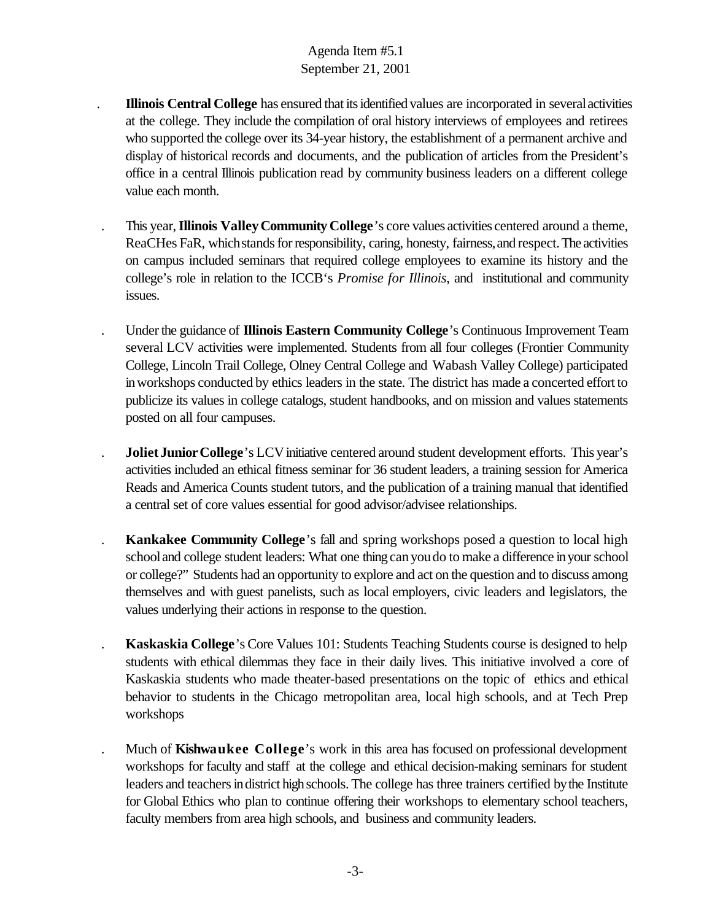- **Illinois Central College** has ensured that its identified values are incorporated in several activities at the college. They include the compilation of oral history interviews of employees and retirees who supported the college over its 34-year history, the establishment of a permanent archive and display of historical records and documents, and the publication of articles from the President's office in a central Illinois publication read by community business leaders on a different college value each month.

- This year, **Illinois Valley Community College**'s core values activities centered around a theme, ReaCHes FaR, which stands for responsibility, caring, honesty, fairness, and respect. The activities on campus included seminars that required college employees to examine its history and the college's role in relation to the ICCB's *Promise for Illinois*, and institutional and community issues.

- Under the guidance of **Illinois Eastern Community College**'s Continuous Improvement Team several LCV activities were implemented. Students from all four colleges (Frontier Community College, Lincoln Trail College, Olney Central College and Wabash Valley College) participated in workshops conducted by ethics leaders in the state. The district has made a concerted effort to publicize its values in college catalogs, student handbooks, and on mission and values statements posted on all four campuses.

- **Joliet Junior College**'s LCV initiative centered around student development efforts. This year's activities included an ethical fitness seminar for 36 student leaders, a training session for America Reads and America Counts student tutors, and the publication of a training manual that identified a central set of core values essential for good advisor/advisee relationships.

- **Kankakee Community College**'s fall and spring workshops posed a question to local high school and college student leaders: What one thing can you do to make a difference in your school or college?" Students had an opportunity to explore and act on the question and to discuss among themselves and with guest panelists, such as local employers, civic leaders and legislators, the values underlying their actions in response to the question.

- **Kaskaskia College**'s Core Values 101: Students Teaching Students course is designed to help students with ethical dilemmas they face in their daily lives. This initiative involved a core of Kaskaskia students who made theater-based presentations on the topic of ethics and ethical behavior to students in the Chicago metropolitan area, local high schools, and at Tech Prep workshops

- Much of **Kishwaukee College**'s work in this area has focused on professional development workshops for faculty and staff at the college and ethical decision-making seminars for student leaders and teachers in district high schools. The college has three trainers certified by the Institute for Global Ethics who plan to continue offering their workshops to elementary school teachers, faculty members from area high schools, and business and community leaders.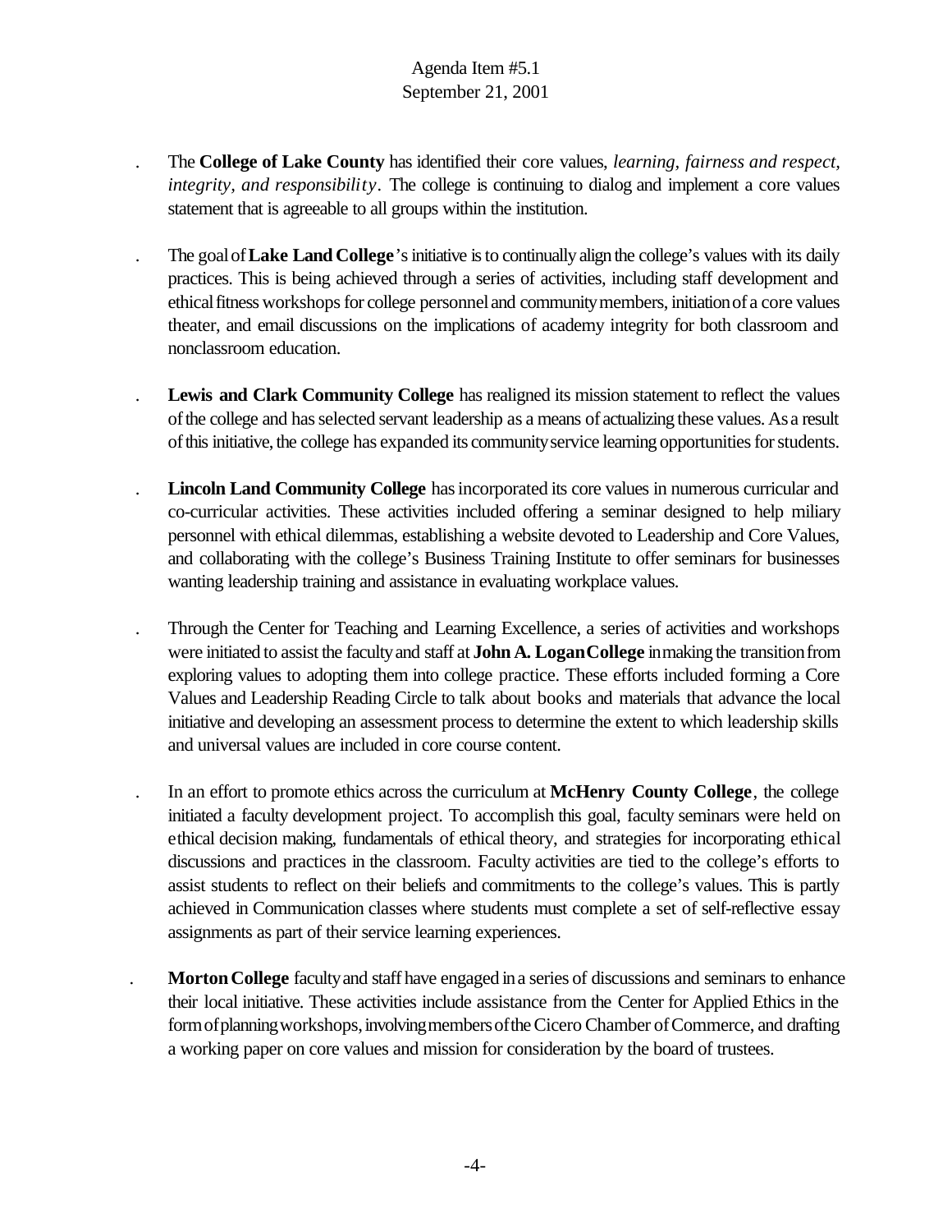- The **College of Lake County** has identified their core values, *learning, fairness and respect, integrity, and responsibility*. The college is continuing to dialog and implement a core values statement that is agreeable to all groups within the institution.

- The goal of **Lake Land College**'s initiative is to continually align the college's values with its daily practices. This is being achieved through a series of activities, including staff development and ethical fitness workshops for college personnel and community members, initiation of a core values theater, and email discussions on the implications of academy integrity for both classroom and nonclassroom education.

- **Lewis and Clark Community College** has realigned its mission statement to reflect the values of the college and has selected servant leadership as a means of actualizing these values. As a result of this initiative, the college has expanded its community service learning opportunities for students.

- **Lincoln Land Community College** has incorporated its core values in numerous curricular and co-curricular activities. These activities included offering a seminar designed to help miliary personnel with ethical dilemmas, establishing a website devoted to Leadership and Core Values, and collaborating with the college's Business Training Institute to offer seminars for businesses wanting leadership training and assistance in evaluating workplace values.

- Through the Center for Teaching and Learning Excellence, a series of activities and workshops were initiated to assist the faculty and staff at **John A. Logan College** in making the transition from exploring values to adopting them into college practice. These efforts included forming a Core Values and Leadership Reading Circle to talk about books and materials that advance the local initiative and developing an assessment process to determine the extent to which leadership skills and universal values are included in core course content.

- In an effort to promote ethics across the curriculum at **McHenry County College**, the college initiated a faculty development project. To accomplish this goal, faculty seminars were held on ethical decision making, fundamentals of ethical theory, and strategies for incorporating ethical discussions and practices in the classroom. Faculty activities are tied to the college's efforts to assist students to reflect on their beliefs and commitments to the college's values. This is partly achieved in Communication classes where students must complete a set of self-reflective essay assignments as part of their service learning experiences.

- **Morton College** faculty and staff have engaged in a series of discussions and seminars to enhance their local initiative. These activities include assistance from the Center for Applied Ethics in the form of planning workshops, involving members of the Cicero Chamber of Commerce, and drafting a working paper on core values and mission for consideration by the board of trustees.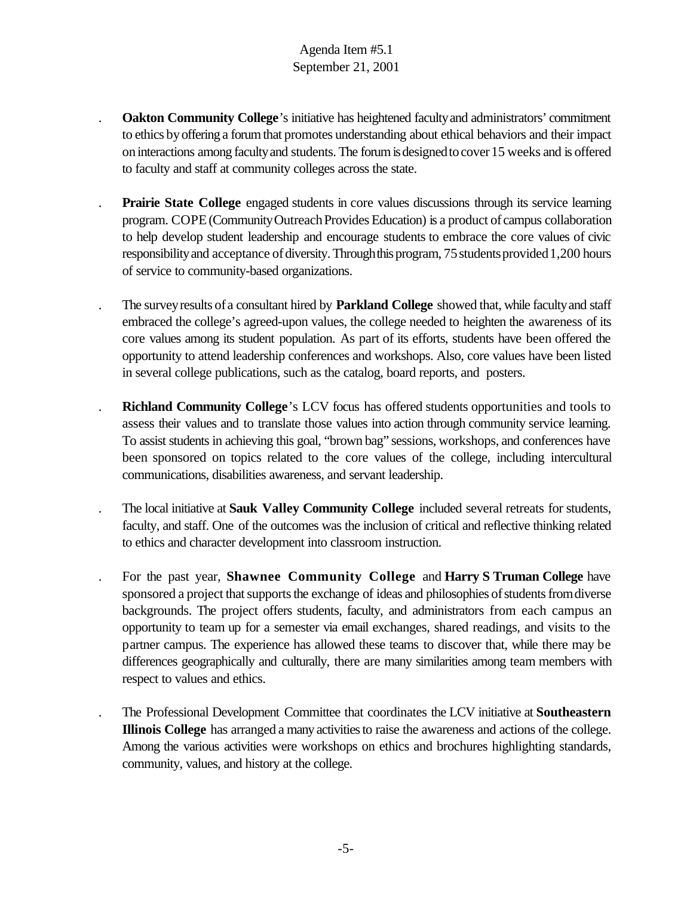- **Oakton Community College**'s initiative has heightened faculty and administrators' commitment to ethics by offering a forum that promotes understanding about ethical behaviors and their impact on interactions among faculty and students. The forum is designed to cover 15 weeks and is offered to faculty and staff at community colleges across the state.

- **Prairie State College** engaged students in core values discussions through its service learning program. COPE (Community Outreach Provides Education) is a product of campus collaboration to help develop student leadership and encourage students to embrace the core values of civic responsibility and acceptance of diversity. Through this program, 75 students provided 1,200 hours of service to community-based organizations.

- The survey results of a consultant hired by **Parkland College** showed that, while faculty and staff embraced the college's agreed-upon values, the college needed to heighten the awareness of its core values among its student population. As part of its efforts, students have been offered the opportunity to attend leadership conferences and workshops. Also, core values have been listed in several college publications, such as the catalog, board reports, and posters.

- **Richland Community College**'s LCV focus has offered students opportunities and tools to assess their values and to translate those values into action through community service learning. To assist students in achieving this goal, "brown bag" sessions, workshops, and conferences have been sponsored on topics related to the core values of the college, including intercultural communications, disabilities awareness, and servant leadership.

- The local initiative at **Sauk Valley Community College** included several retreats for students, faculty, and staff. One of the outcomes was the inclusion of critical and reflective thinking related to ethics and character development into classroom instruction.

- For the past year, **Shawnee Community College** and **Harry S Truman College** have sponsored a project that supports the exchange of ideas and philosophies of students from diverse backgrounds. The project offers students, faculty, and administrators from each campus an opportunity to team up for a semester via email exchanges, shared readings, and visits to the partner campus. The experience has allowed these teams to discover that, while there may be differences geographically and culturally, there are many similarities among team members with respect to values and ethics.

- The Professional Development Committee that coordinates the LCV initiative at **Southeastern Illinois College** has arranged a many activities to raise the awareness and actions of the college. Among the various activities were workshops on ethics and brochures highlighting standards, community, values, and history at the college.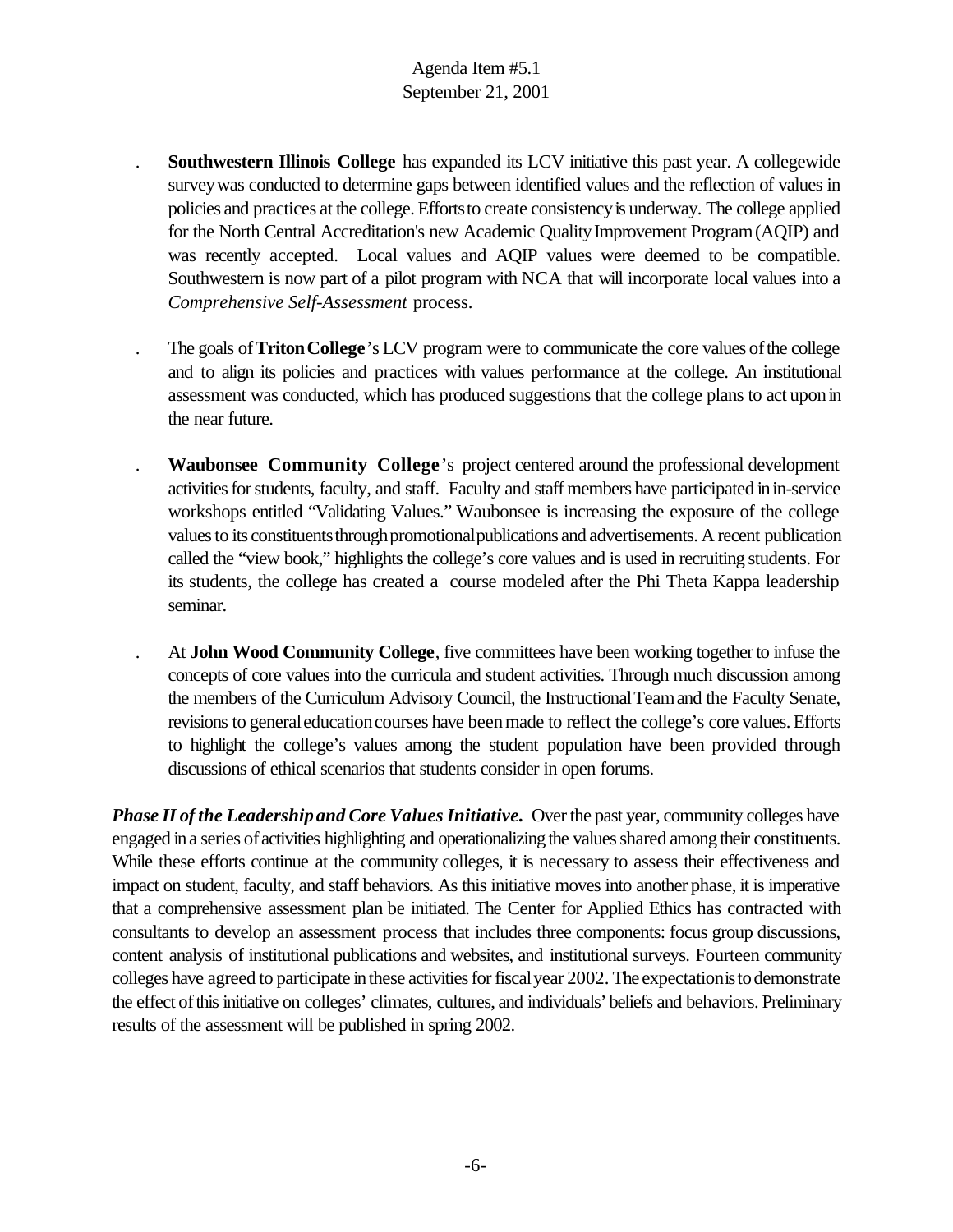- **Southwestern Illinois College** has expanded its LCV initiative this past year. A collegewide survey was conducted to determine gaps between identified values and the reflection of values in policies and practices at the college. Efforts to create consistency is underway. The college applied for the North Central Accreditation's new Academic Quality Improvement Program (AQIP) and was recently accepted. Local values and AQIP values were deemed to be compatible. Southwestern is now part of a pilot program with NCA that will incorporate local values into a *Comprehensive Self-Assessment* process.

- The goals of **Triton College**'s LCV program were to communicate the core values of the college and to align its policies and practices with values performance at the college. An institutional assessment was conducted, which has produced suggestions that the college plans to act upon in the near future.

- **Waubonsee Community College**'s project centered around the professional development activities for students, faculty, and staff. Faculty and staff members have participated in in-service workshops entitled "Validating Values." Waubonsee is increasing the exposure of the college values to its constituents through promotional publications and advertisements. A recent publication called the "view book," highlights the college's core values and is used in recruiting students. For its students, the college has created a course modeled after the Phi Theta Kappa leadership seminar.

- At **John Wood Community College**, five committees have been working together to infuse the concepts of core values into the curricula and student activities. Through much discussion among the members of the Curriculum Advisory Council, the Instructional Team and the Faculty Senate, revisions to general education courses have been made to reflect the college's core values. Efforts to highlight the college's values among the student population have been provided through discussions of ethical scenarios that students consider in open forums.

***Phase II of the Leadership and Core Values Initiative.*** Over the past year, community colleges have engaged in a series of activities highlighting and operationalizing the values shared among their constituents. While these efforts continue at the community colleges, it is necessary to assess their effectiveness and impact on student, faculty, and staff behaviors. As this initiative moves into another phase, it is imperative that a comprehensive assessment plan be initiated. The Center for Applied Ethics has contracted with consultants to develop an assessment process that includes three components: focus group discussions, content analysis of institutional publications and websites, and institutional surveys. Fourteen community colleges have agreed to participate in these activities for fiscal year 2002. The expectation is to demonstrate the effect of this initiative on colleges' climates, cultures, and individuals' beliefs and behaviors. Preliminary results of the assessment will be published in spring 2002.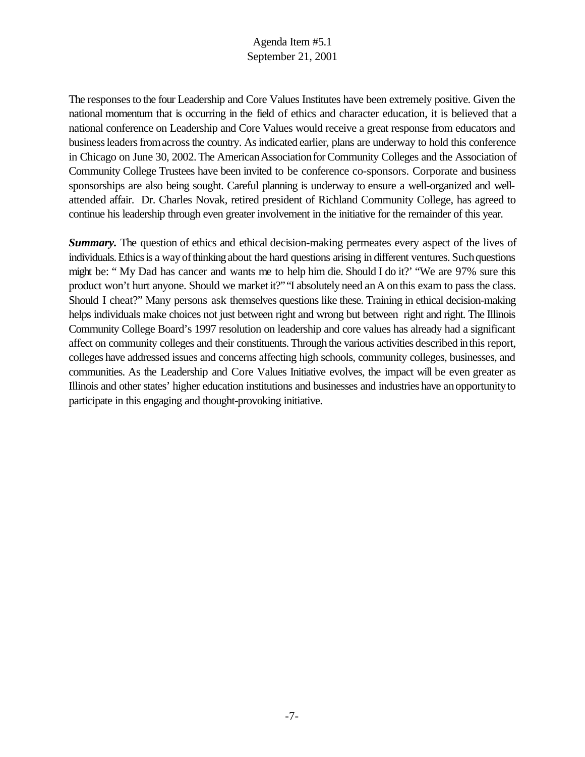The responses to the four Leadership and Core Values Institutes have been extremely positive. Given the national momentum that is occurring in the field of ethics and character education, it is believed that a national conference on Leadership and Core Values would receive a great response from educators and business leaders from across the country. As indicated earlier, plans are underway to hold this conference in Chicago on June 30, 2002. The American Association for Community Colleges and the Association of Community College Trustees have been invited to be conference co-sponsors. Corporate and business sponsorships are also being sought. Careful planning is underway to ensure a well-organized and well-attended affair. Dr. Charles Novak, retired president of Richland Community College, has agreed to continue his leadership through even greater involvement in the initiative for the remainder of this year.

***Summary.*** The question of ethics and ethical decision-making permeates every aspect of the lives of individuals. Ethics is a way of thinking about the hard questions arising in different ventures. Such questions might be: " My Dad has cancer and wants me to help him die. Should I do it?' "We are 97% sure this product won't hurt anyone. Should we market it?" "I absolutely need an A on this exam to pass the class. Should I cheat?" Many persons ask themselves questions like these. Training in ethical decision-making helps individuals make choices not just between right and wrong but between right and right. The Illinois Community College Board's 1997 resolution on leadership and core values has already had a significant affect on community colleges and their constituents. Through the various activities described in this report, colleges have addressed issues and concerns affecting high schools, community colleges, businesses, and communities. As the Leadership and Core Values Initiative evolves, the impact will be even greater as Illinois and other states' higher education institutions and businesses and industries have an opportunity to participate in this engaging and thought-provoking initiative.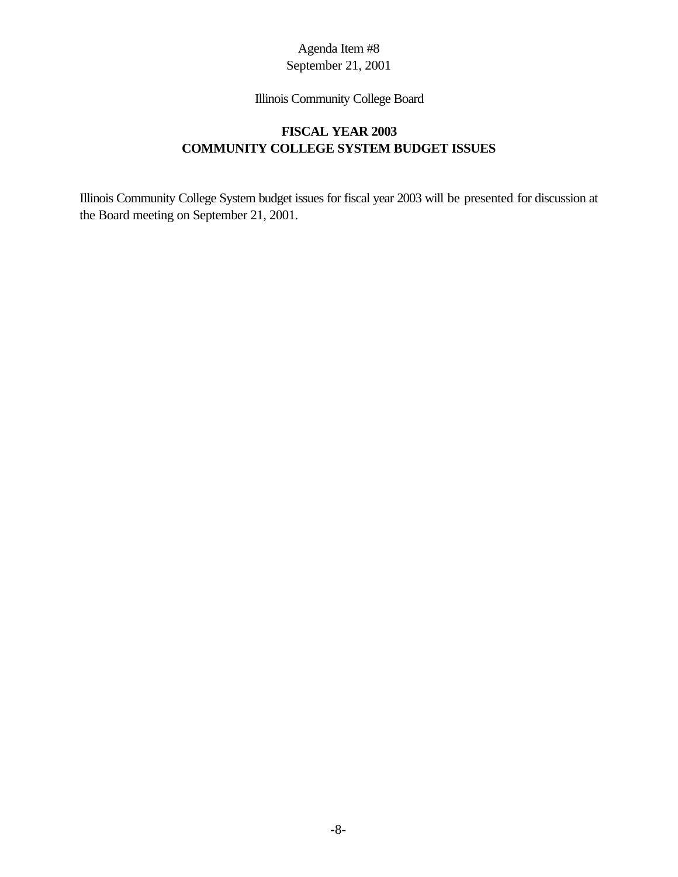Agenda Item #8
September 21, 2001

Illinois Community College Board

# FISCAL YEAR 2003
# COMMUNITY COLLEGE SYSTEM BUDGET ISSUES

Illinois Community College System budget issues for fiscal year 2003 will be presented for discussion at the Board meeting on September 21, 2001.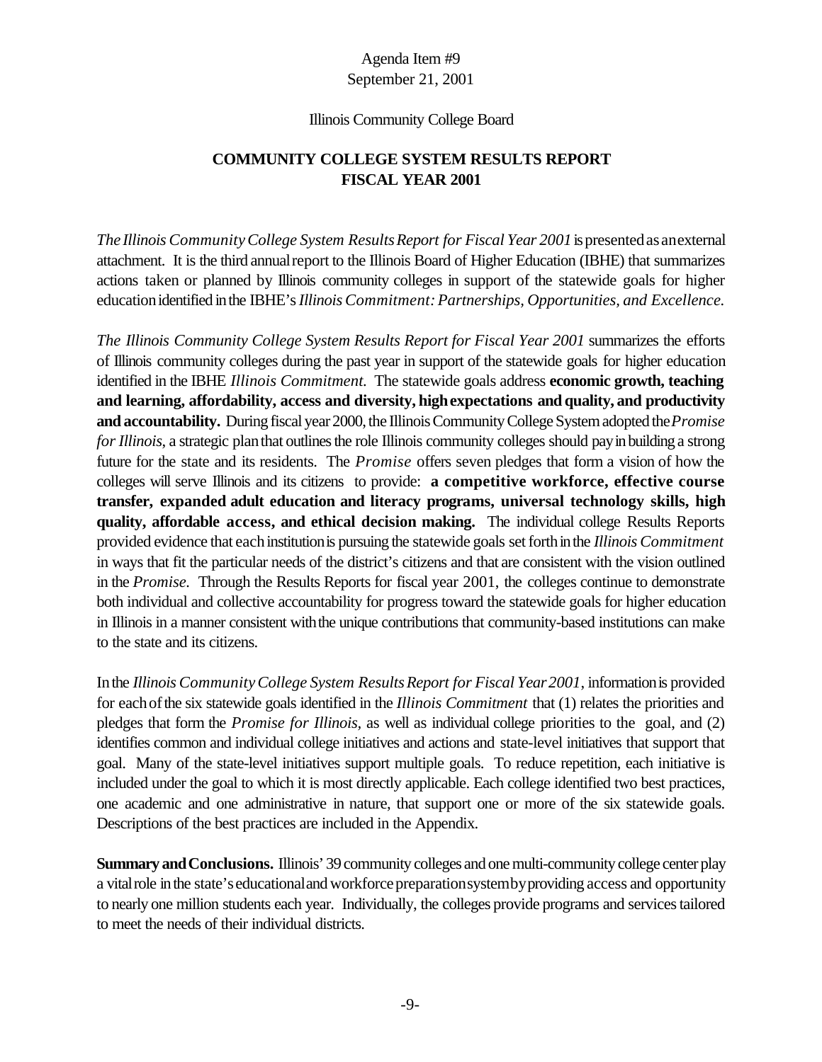Agenda Item #9
September 21, 2001

Illinois Community College Board

# COMMUNITY COLLEGE SYSTEM RESULTS REPORT
# FISCAL YEAR 2001

*The Illinois Community College System Results Report for Fiscal Year 2001* is presented as an external attachment. It is the third annual report to the Illinois Board of Higher Education (IBHE) that summarizes actions taken or planned by Illinois community colleges in support of the statewide goals for higher education identified in the IBHE's *Illinois Commitment: Partnerships, Opportunities, and Excellence.*

*The Illinois Community College System Results Report for Fiscal Year 2001* summarizes the efforts of Illinois community colleges during the past year in support of the statewide goals for higher education identified in the IBHE *Illinois Commitment.* The statewide goals address **economic growth, teaching and learning, affordability, access and diversity, high expectations and quality, and productivity and accountability.** During fiscal year 2000, the Illinois Community College System adopted the *Promise for Illinois,* a strategic plan that outlines the role Illinois community colleges should pay in building a strong future for the state and its residents. The *Promise* offers seven pledges that form a vision of how the colleges will serve Illinois and its citizens to provide: **a competitive workforce, effective course transfer, expanded adult education and literacy programs, universal technology skills, high quality, affordable access, and ethical decision making.** The individual college Results Reports provided evidence that each institution is pursuing the statewide goals set forth in the *Illinois Commitment* in ways that fit the particular needs of the district's citizens and that are consistent with the vision outlined in the *Promise.* Through the Results Reports for fiscal year 2001, the colleges continue to demonstrate both individual and collective accountability for progress toward the statewide goals for higher education in Illinois in a manner consistent with the unique contributions that community-based institutions can make to the state and its citizens.

In the *Illinois Community College System Results Report for Fiscal Year 2001*, information is provided for each of the six statewide goals identified in the *Illinois Commitment* that (1) relates the priorities and pledges that form the *Promise for Illinois,* as well as individual college priorities to the goal, and (2) identifies common and individual college initiatives and actions and state-level initiatives that support that goal. Many of the state-level initiatives support multiple goals. To reduce repetition, each initiative is included under the goal to which it is most directly applicable. Each college identified two best practices, one academic and one administrative in nature, that support one or more of the six statewide goals. Descriptions of the best practices are included in the Appendix.

**Summary and Conclusions.** Illinois' 39 community colleges and one multi-community college center play a vital role in the state's educational and workforce preparation system by providing access and opportunity to nearly one million students each year. Individually, the colleges provide programs and services tailored to meet the needs of their individual districts.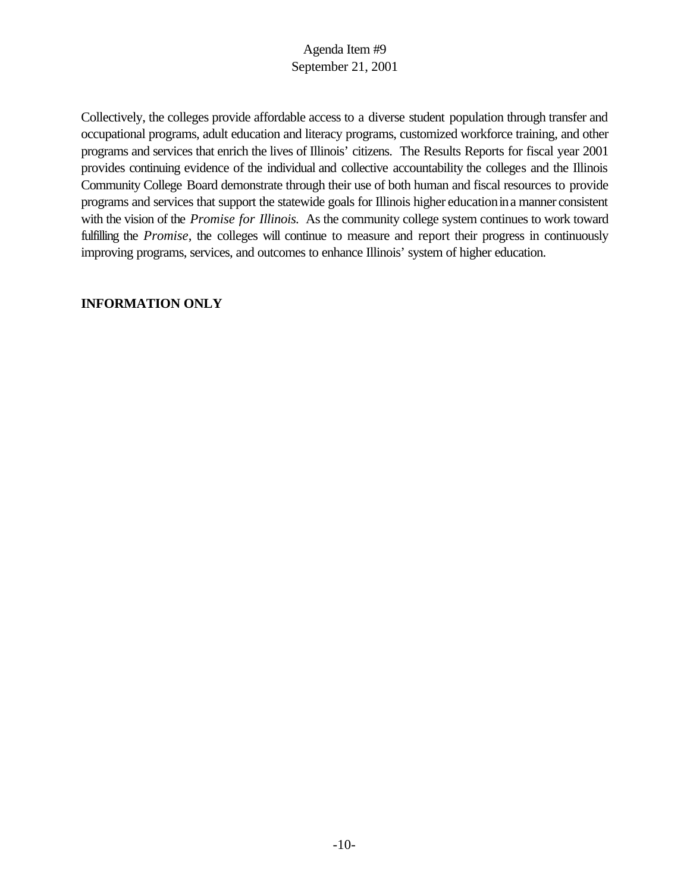Collectively, the colleges provide affordable access to a diverse student population through transfer and occupational programs, adult education and literacy programs, customized workforce training, and other programs and services that enrich the lives of Illinois' citizens. The Results Reports for fiscal year 2001 provides continuing evidence of the individual and collective accountability the colleges and the Illinois Community College Board demonstrate through their use of both human and fiscal resources to provide programs and services that support the statewide goals for Illinois higher education in a manner consistent with the vision of the *Promise for Illinois.* As the community college system continues to work toward fulfilling the *Promise*, the colleges will continue to measure and report their progress in continuously improving programs, services, and outcomes to enhance Illinois' system of higher education.

**INFORMATION ONLY**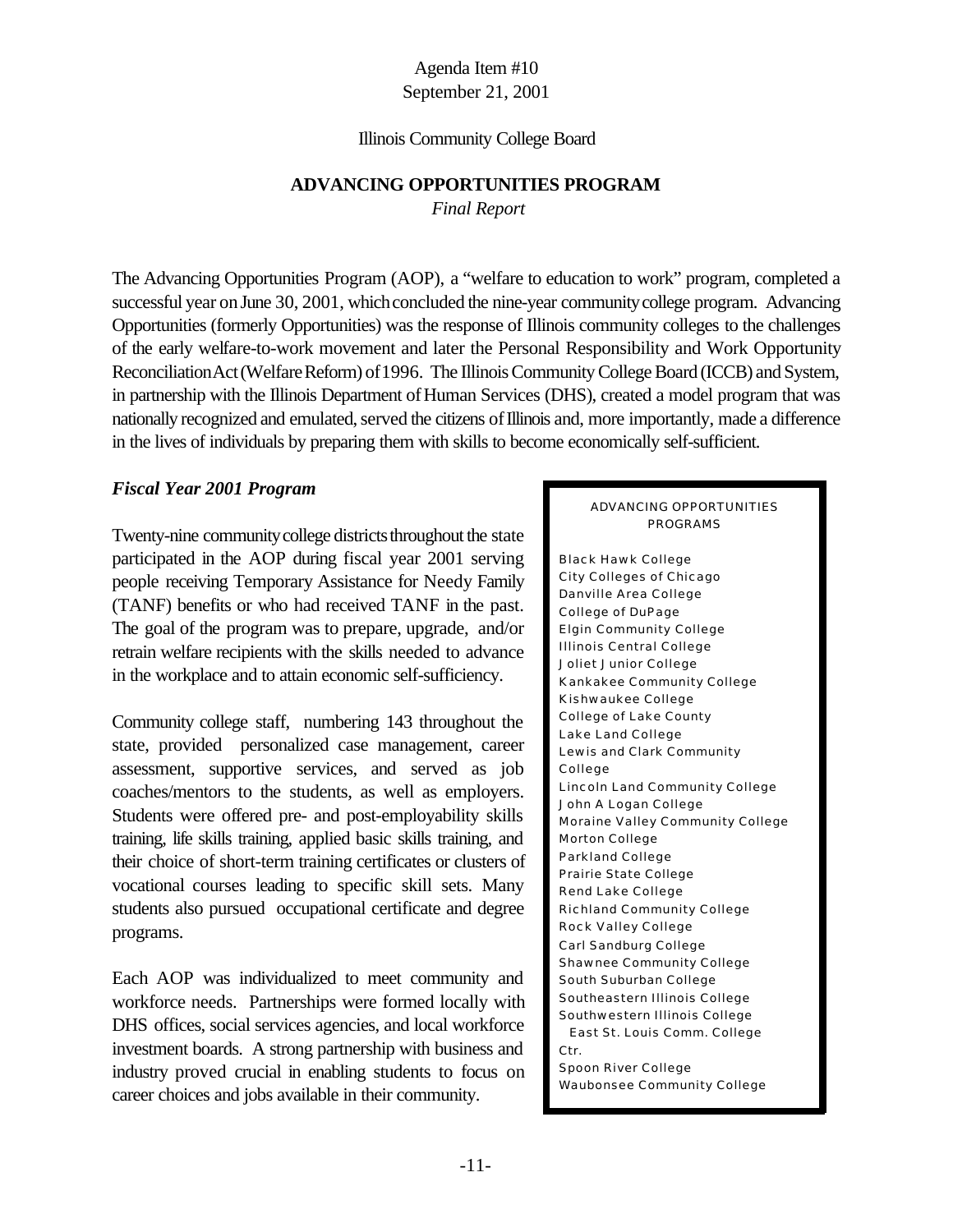Agenda Item #10
September 21, 2001

Illinois Community College Board

**ADVANCING OPPORTUNITIES PROGRAM**

*Final Report*

The Advancing Opportunities Program (AOP), a "welfare to education to work" program, completed a successful year on June 30, 2001, which concluded the nine-year community college program. Advancing Opportunities (formerly Opportunities) was the response of Illinois community colleges to the challenges of the early welfare-to-work movement and later the Personal Responsibility and Work Opportunity Reconciliation Act (Welfare Reform) of 1996. The Illinois Community College Board (ICCB) and System, in partnership with the Illinois Department of Human Services (DHS), created a model program that was nationally recognized and emulated, served the citizens of Illinois and, more importantly, made a difference in the lives of individuals by preparing them with skills to become economically self-sufficient.

### *Fiscal Year 2001 Program*

Twenty-nine community college districts throughout the state participated in the AOP during fiscal year 2001 serving people receiving Temporary Assistance for Needy Family (TANF) benefits or who had received TANF in the past. The goal of the program was to prepare, upgrade, and/or retrain welfare recipients with the skills needed to advance in the workplace and to attain economic self-sufficiency.

Community college staff, numbering 143 throughout the state, provided personalized case management, career assessment, supportive services, and served as job coaches/mentors to the students, as well as employers. Students were offered pre- and post-employability skills training, life skills training, applied basic skills training, and their choice of short-term training certificates or clusters of vocational courses leading to specific skill sets. Many students also pursued occupational certificate and degree programs.

Each AOP was individualized to meet community and workforce needs. Partnerships were formed locally with DHS offices, social services agencies, and local workforce investment boards. A strong partnership with business and industry proved crucial in enabling students to focus on career choices and jobs available in their community.

ADVANCING OPPORTUNITIES PROGRAMS

Black Hawk College
City Colleges of Chicago
Danville Area College
College of DuPage
Elgin Community College
Illinois Central College
Joliet Junior College
Kankakee Community College
Kishwaukee College
College of Lake County
Lake Land College
Lewis and Clark Community College
Lincoln Land Community College
John A Logan College
Moraine Valley Community College
Morton College
Parkland College
Prairie State College
Rend Lake College
Richland Community College
Rock Valley College
Carl Sandburg College
Shawnee Community College
South Suburban College
Southeastern Illinois College
Southwestern Illinois College
East St. Louis Comm. College Ctr.
Spoon River College
Waubonsee Community College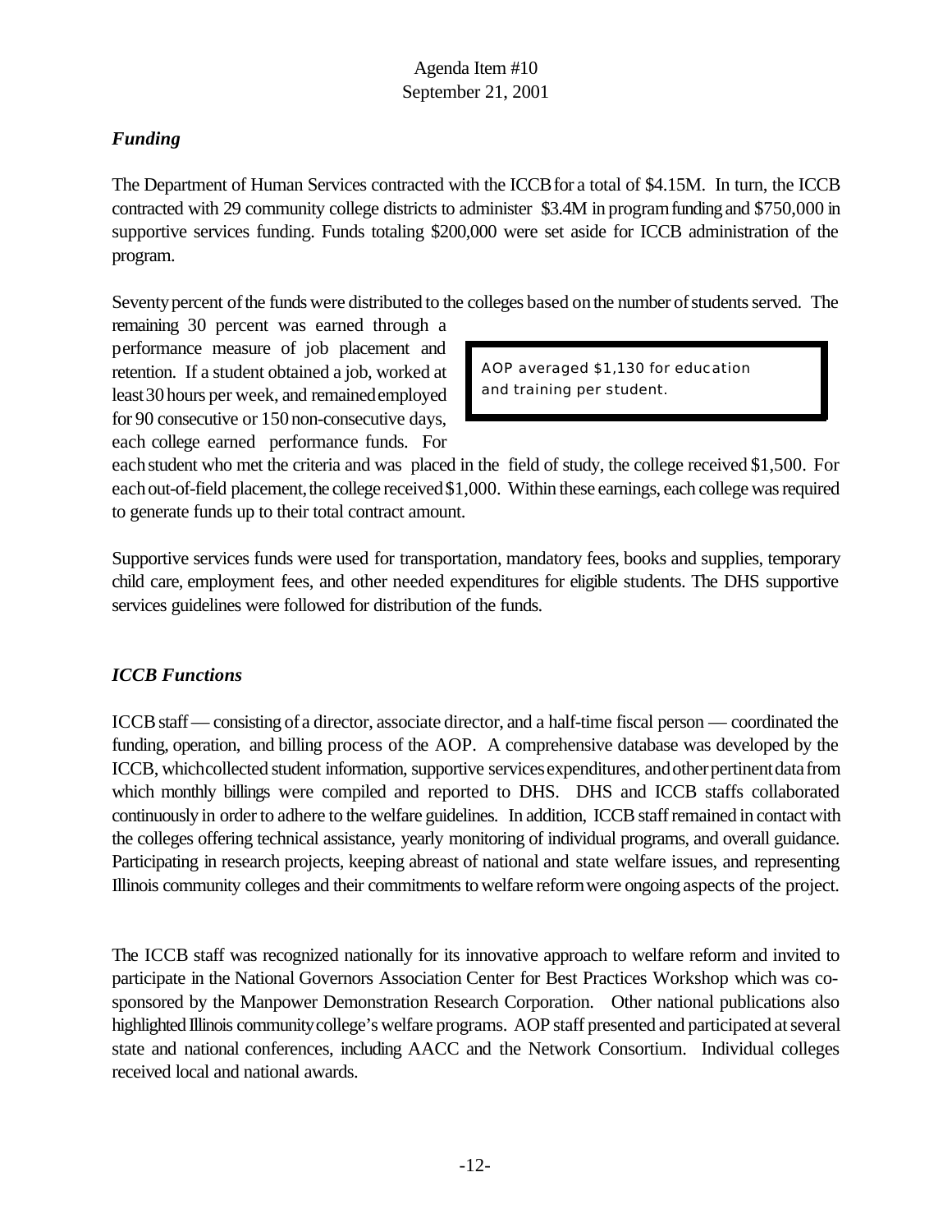## *Funding*

The Department of Human Services contracted with the ICCB for a total of $4.15M. In turn, the ICCB contracted with 29 community college districts to administer $3.4M in program funding and $750,000 in supportive services funding. Funds totaling $200,000 were set aside for ICCB administration of the program.

Seventy percent of the funds were distributed to the colleges based on the number of students served. The remaining 30 percent was earned through a performance measure of job placement and retention. If a student obtained a job, worked at least 30 hours per week, and remained employed for 90 consecutive or 150 non-consecutive days, each college earned performance funds. For each student who met the criteria and was placed in the field of study, the college received $1,500. For each out-of-field placement, the college received $1,000. Within these earnings, each college was required to generate funds up to their total contract amount.

> AOP averaged $1,130 for education and training per student.

Supportive services funds were used for transportation, mandatory fees, books and supplies, temporary child care, employment fees, and other needed expenditures for eligible students. The DHS supportive services guidelines were followed for distribution of the funds.

## *ICCB Functions*

ICCB staff — consisting of a director, associate director, and a half-time fiscal person — coordinated the funding, operation, and billing process of the AOP. A comprehensive database was developed by the ICCB, which collected student information, supportive services expenditures, and other pertinent data from which monthly billings were compiled and reported to DHS. DHS and ICCB staffs collaborated continuously in order to adhere to the welfare guidelines. In addition, ICCB staff remained in contact with the colleges offering technical assistance, yearly monitoring of individual programs, and overall guidance. Participating in research projects, keeping abreast of national and state welfare issues, and representing Illinois community colleges and their commitments to welfare reform were ongoing aspects of the project.

The ICCB staff was recognized nationally for its innovative approach to welfare reform and invited to participate in the National Governors Association Center for Best Practices Workshop which was co-sponsored by the Manpower Demonstration Research Corporation. Other national publications also highlighted Illinois community college's welfare programs. AOP staff presented and participated at several state and national conferences, including AACC and the Network Consortium. Individual colleges received local and national awards.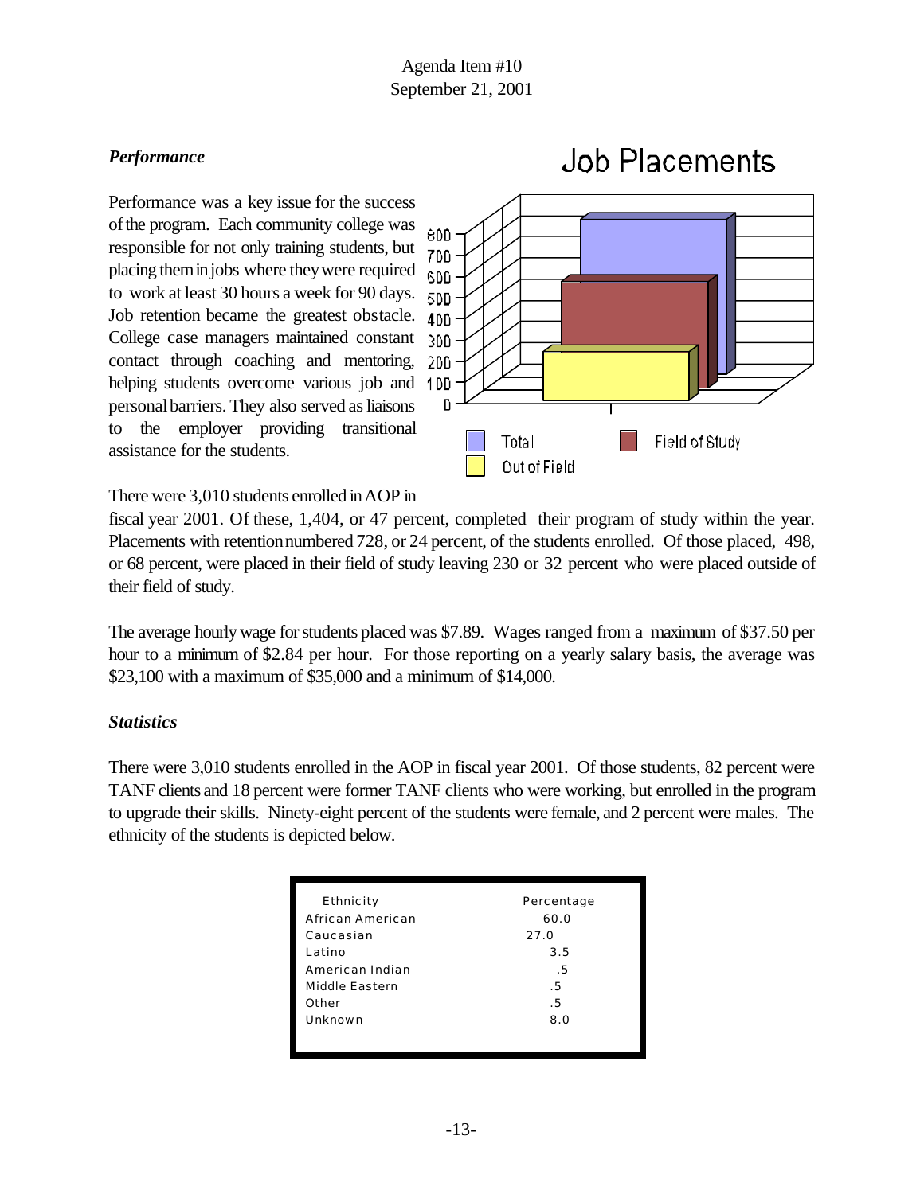Agenda Item #10
September 21, 2001

### *Performance*

Performance was a key issue for the success of the program. Each community college was responsible for not only training students, but placing them in jobs where they were required to work at least 30 hours a week for 90 days. Job retention became the greatest obstacle. College case managers maintained constant contact through coaching and mentoring, helping students overcome various job and personal barriers. They also served as liaisons to the employer providing transitional assistance for the students.

**Job Placements**

There were 3,010 students enrolled in AOP in fiscal year 2001. Of these, 1,404, or 47 percent, completed their program of study within the year. Placements with retention numbered 728, or 24 percent, of the students enrolled. Of those placed, 498, or 68 percent, were placed in their field of study leaving 230 or 32 percent who were placed outside of their field of study.

The average hourly wage for students placed was $7.89. Wages ranged from a maximum of $37.50 per hour to a minimum of $2.84 per hour. For those reporting on a yearly salary basis, the average was $23,100 with a maximum of $35,000 and a minimum of $14,000.

### *Statistics*

There were 3,010 students enrolled in the AOP in fiscal year 2001. Of those students, 82 percent were TANF clients and 18 percent were former TANF clients who were working, but enrolled in the program to upgrade their skills. Ninety-eight percent of the students were female, and 2 percent were males. The ethnicity of the students is depicted below.

| Ethnicity | Percentage |
|---|---|
| African American | 60.0 |
| Caucasian | 27.0 |
| Latino | 3.5 |
| American Indian | .5 |
| Middle Eastern | .5 |
| Other | .5 |
| Unknown | 8.0 |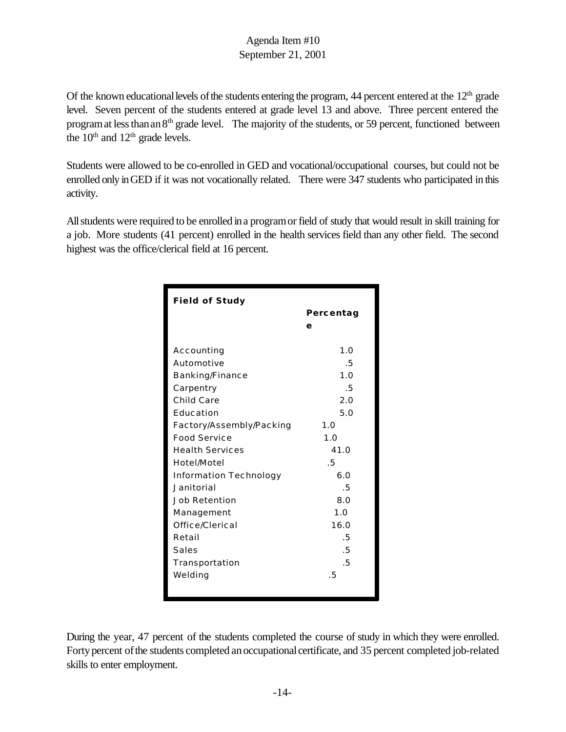Agenda Item #10
September 21, 2001

Of the known educational levels of the students entering the program, 44 percent entered at the 12th grade level. Seven percent of the students entered at grade level 13 and above. Three percent entered the program at less than an 8th grade level. The majority of the students, or 59 percent, functioned between the 10th and 12th grade levels.

Students were allowed to be co-enrolled in GED and vocational/occupational courses, but could not be enrolled only in GED if it was not vocationally related. There were 347 students who participated in this activity.

All students were required to be enrolled in a program or field of study that would result in skill training for a job. More students (41 percent) enrolled in the health services field than any other field. The second highest was the office/clerical field at 16 percent.

| Field of Study | Percentage |
|---|---|
| Accounting | 1.0 |
| Automotive | .5 |
| Banking/Finance | 1.0 |
| Carpentry | .5 |
| Child Care | 2.0 |
| Education | 5.0 |
| Factory/Assembly/Packing | 1.0 |
| Food Service | 1.0 |
| Health Services | 41.0 |
| Hotel/Motel | .5 |
| Information Technology | 6.0 |
| Janitorial | .5 |
| Job Retention | 8.0 |
| Management | 1.0 |
| Office/Clerical | 16.0 |
| Retail | .5 |
| Sales | .5 |
| Transportation | .5 |
| Welding | .5 |

During the year, 47 percent of the students completed the course of study in which they were enrolled. Forty percent of the students completed an occupational certificate, and 35 percent completed job-related skills to enter employment.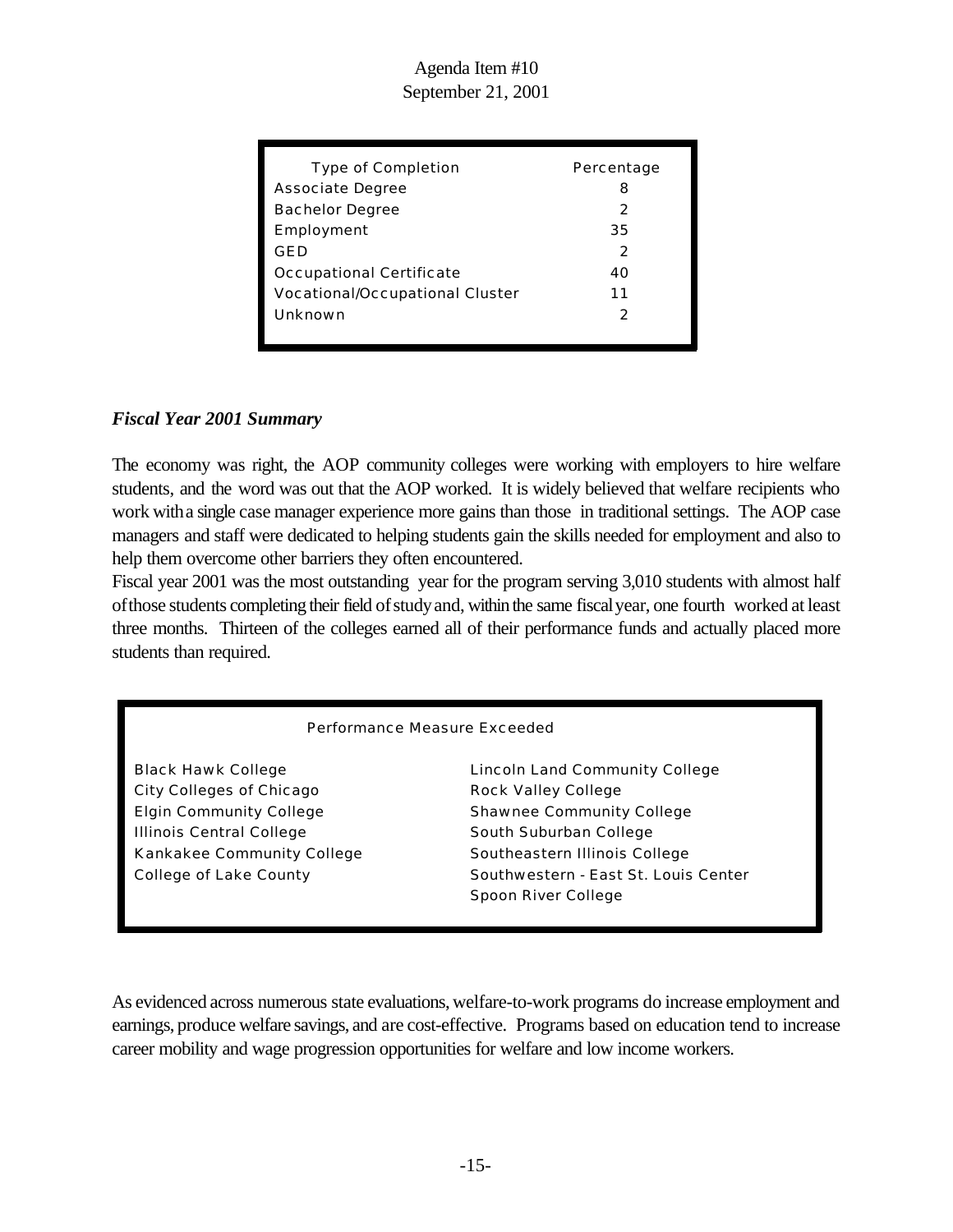Agenda Item #10
September 21, 2001

| Type of Completion | Percentage |
|---|---|
| Associate Degree | 8 |
| Bachelor Degree | 2 |
| Employment | 35 |
| GED | 2 |
| Occupational Certificate | 40 |
| Vocational/Occupational Cluster | 11 |
| Unknown | 2 |

### *Fiscal Year 2001 Summary*

The economy was right, the AOP community colleges were working with employers to hire welfare students, and the word was out that the AOP worked. It is widely believed that welfare recipients who work with a single case manager experience more gains than those in traditional settings. The AOP case managers and staff were dedicated to helping students gain the skills needed for employment and also to help them overcome other barriers they often encountered.

Fiscal year 2001 was the most outstanding year for the program serving 3,010 students with almost half of those students completing their field of study and, within the same fiscal year, one fourth worked at least three months. Thirteen of the colleges earned all of their performance funds and actually placed more students than required.

| Performance Measure Exceeded | |
|---|---|
| Black Hawk College | Lincoln Land Community College |
| City Colleges of Chicago | Rock Valley College |
| Elgin Community College | Shawnee Community College |
| Illinois Central College | South Suburban College |
| Kankakee Community College | Southeastern Illinois College |
| College of Lake County | Southwestern - East St. Louis Center |
| | Spoon River College |

As evidenced across numerous state evaluations, welfare-to-work programs do increase employment and earnings, produce welfare savings, and are cost-effective. Programs based on education tend to increase career mobility and wage progression opportunities for welfare and low income workers.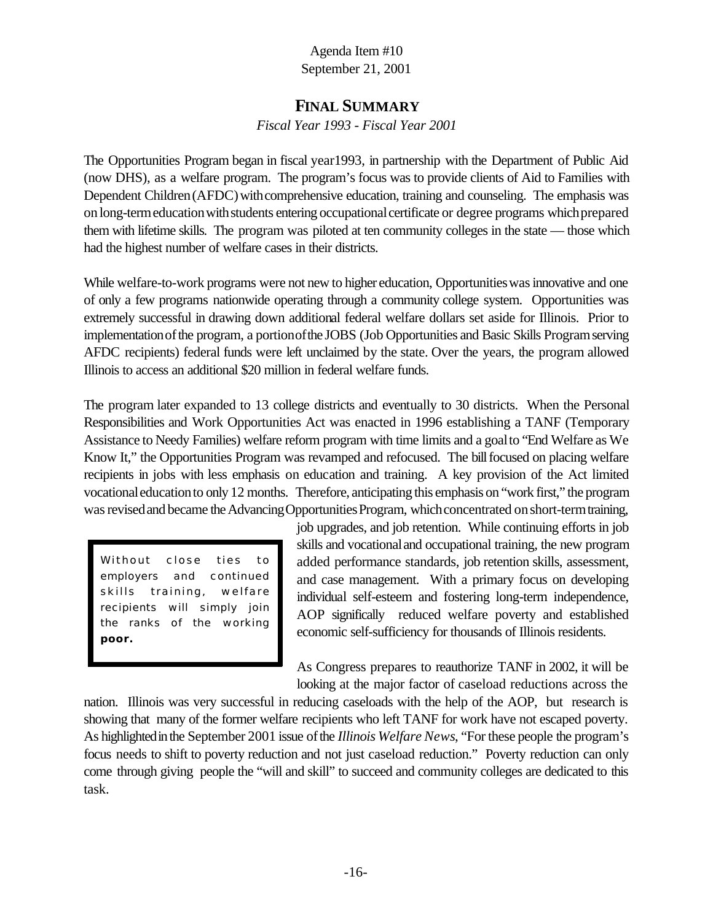Agenda Item #10
September 21, 2001

## FINAL SUMMARY

*Fiscal Year 1993 - Fiscal Year 2001*

The Opportunities Program began in fiscal year1993, in partnership with the Department of Public Aid (now DHS), as a welfare program. The program's focus was to provide clients of Aid to Families with Dependent Children (AFDC) with comprehensive education, training and counseling. The emphasis was on long-term education with students entering occupational certificate or degree programs which prepared them with lifetime skills. The program was piloted at ten community colleges in the state — those which had the highest number of welfare cases in their districts.

While welfare-to-work programs were not new to higher education, Opportunities was innovative and one of only a few programs nationwide operating through a community college system. Opportunities was extremely successful in drawing down additional federal welfare dollars set aside for Illinois. Prior to implementation of the program, a portion of the JOBS (Job Opportunities and Basic Skills Program serving AFDC recipients) federal funds were left unclaimed by the state. Over the years, the program allowed Illinois to access an additional $20 million in federal welfare funds.

The program later expanded to 13 college districts and eventually to 30 districts. When the Personal Responsibilities and Work Opportunities Act was enacted in 1996 establishing a TANF (Temporary Assistance to Needy Families) welfare reform program with time limits and a goal to "End Welfare as We Know It," the Opportunities Program was revamped and refocused. The bill focused on placing welfare recipients in jobs with less emphasis on education and training. A key provision of the Act limited vocational education to only 12 months. Therefore, anticipating this emphasis on "work first," the program was revised and became the Advancing Opportunities Program, which concentrated on short-term training, job upgrades, and job retention. While continuing efforts in job skills and vocational and occupational training, the new program added performance standards, job retention skills, assessment, and case management. With a primary focus on developing individual self-esteem and fostering long-term independence, AOP significally reduced welfare poverty and established economic self-sufficiency for thousands of Illinois residents.

> Without close ties to employers and continued skills training, welfare recipients will simply join the ranks of the working **poor.**

As Congress prepares to reauthorize TANF in 2002, it will be looking at the major factor of caseload reductions across the nation. Illinois was very successful in reducing caseloads with the help of the AOP, but research is showing that many of the former welfare recipients who left TANF for work have not escaped poverty. As highlighted in the September 2001 issue of the *Illinois Welfare News*, "For these people the program's focus needs to shift to poverty reduction and not just caseload reduction." Poverty reduction can only come through giving people the "will and skill" to succeed and community colleges are dedicated to this task.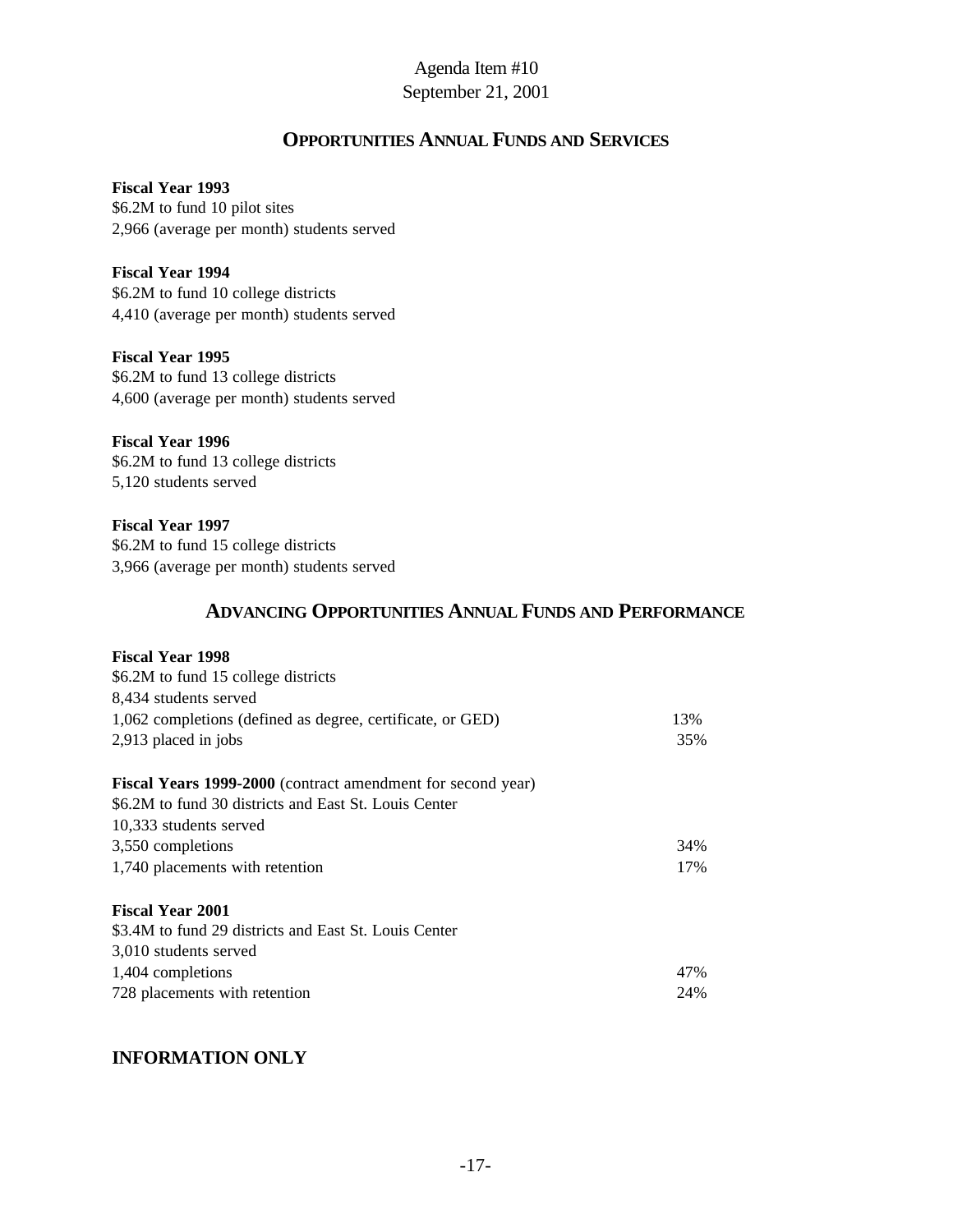Agenda Item #10
September 21, 2001

## OPPORTUNITIES ANNUAL FUNDS AND SERVICES

**Fiscal Year 1993**
\$6.2M to fund 10 pilot sites
2,966 (average per month) students served

**Fiscal Year 1994**
\$6.2M to fund 10 college districts
4,410 (average per month) students served

**Fiscal Year 1995**
\$6.2M to fund 13 college districts
4,600 (average per month) students served

**Fiscal Year 1996**
\$6.2M to fund 13 college districts
5,120 students served

**Fiscal Year 1997**
\$6.2M to fund 15 college districts
3,966 (average per month) students served

## ADVANCING OPPORTUNITIES ANNUAL FUNDS AND PERFORMANCE

**Fiscal Year 1998**
\$6.2M to fund 15 college districts
8,434 students served

| | |
|---|---|
| 1,062 completions (defined as degree, certificate, or GED) | 13% |
| 2,913 placed in jobs | 35% |

**Fiscal Years 1999-2000** (contract amendment for second year)
\$6.2M to fund 30 districts and East St. Louis Center
10,333 students served

| | |
|---|---|
| 3,550 completions | 34% |
| 1,740 placements with retention | 17% |

**Fiscal Year 2001**
\$3.4M to fund 29 districts and East St. Louis Center
3,010 students served

| | |
|---|---|
| 1,404 completions | 47% |
| 728 placements with retention | 24% |

## INFORMATION ONLY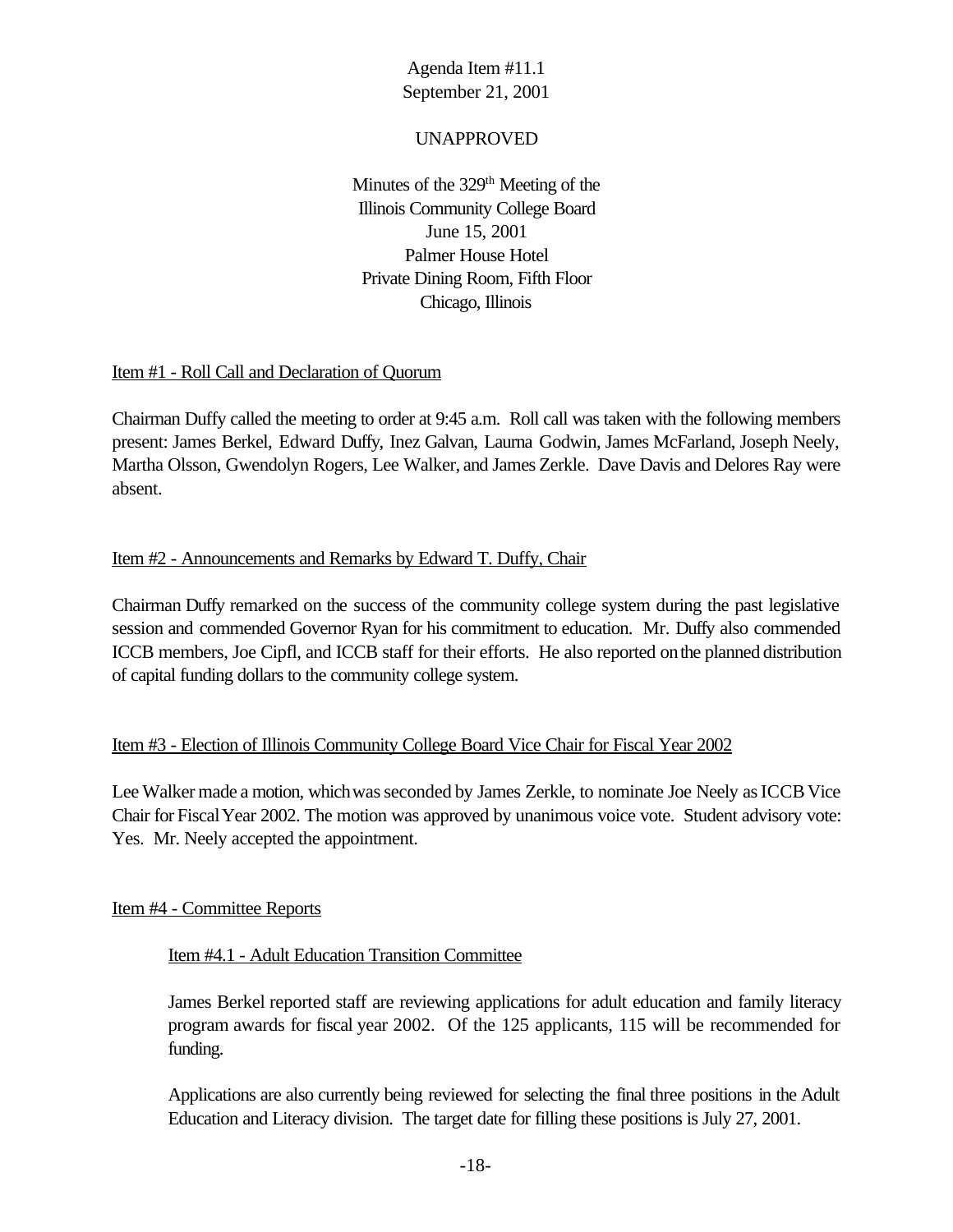Agenda Item #11.1
September 21, 2001

UNAPPROVED

Minutes of the 329th Meeting of the
Illinois Community College Board
June 15, 2001
Palmer House Hotel
Private Dining Room, Fifth Floor
Chicago, Illinois

Item #1 - Roll Call and Declaration of Quorum

Chairman Duffy called the meeting to order at 9:45 a.m. Roll call was taken with the following members present: James Berkel, Edward Duffy, Inez Galvan, Laurna Godwin, James McFarland, Joseph Neely, Martha Olsson, Gwendolyn Rogers, Lee Walker, and James Zerkle. Dave Davis and Delores Ray were absent.

Item #2 - Announcements and Remarks by Edward T. Duffy, Chair

Chairman Duffy remarked on the success of the community college system during the past legislative session and commended Governor Ryan for his commitment to education. Mr. Duffy also commended ICCB members, Joe Cipfl, and ICCB staff for their efforts. He also reported on the planned distribution of capital funding dollars to the community college system.

Item #3 - Election of Illinois Community College Board Vice Chair for Fiscal Year 2002

Lee Walker made a motion, which was seconded by James Zerkle, to nominate Joe Neely as ICCB Vice Chair for Fiscal Year 2002. The motion was approved by unanimous voice vote. Student advisory vote: Yes. Mr. Neely accepted the appointment.

Item #4 - Committee Reports

Item #4.1 - Adult Education Transition Committee

James Berkel reported staff are reviewing applications for adult education and family literacy program awards for fiscal year 2002. Of the 125 applicants, 115 will be recommended for funding.

Applications are also currently being reviewed for selecting the final three positions in the Adult Education and Literacy division. The target date for filling these positions is July 27, 2001.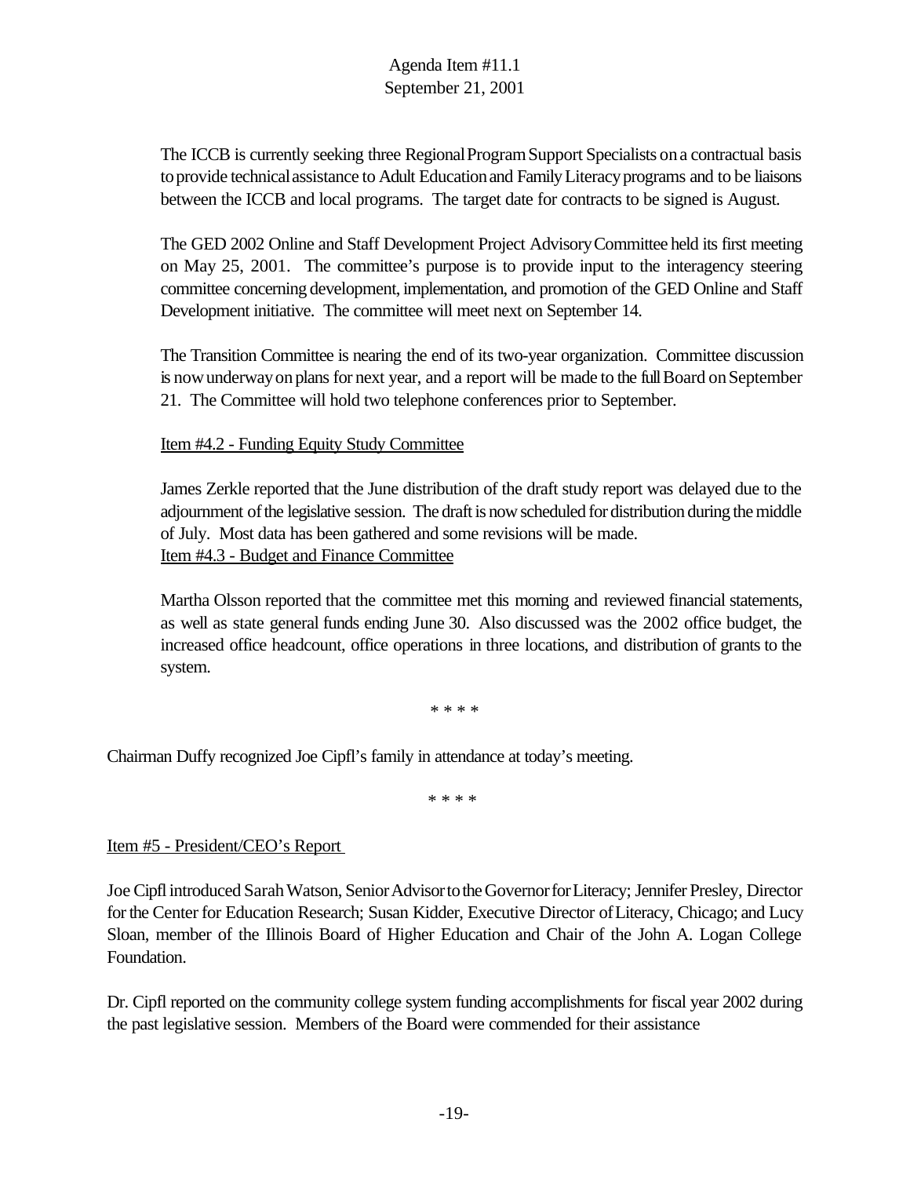The ICCB is currently seeking three Regional Program Support Specialists on a contractual basis to provide technical assistance to Adult Education and Family Literacy programs and to be liaisons between the ICCB and local programs. The target date for contracts to be signed is August.

The GED 2002 Online and Staff Development Project Advisory Committee held its first meeting on May 25, 2001. The committee's purpose is to provide input to the interagency steering committee concerning development, implementation, and promotion of the GED Online and Staff Development initiative. The committee will meet next on September 14.

The Transition Committee is nearing the end of its two-year organization. Committee discussion is now underway on plans for next year, and a report will be made to the full Board on September 21. The Committee will hold two telephone conferences prior to September.

Item #4.2 - Funding Equity Study Committee

James Zerkle reported that the June distribution of the draft study report was delayed due to the adjournment of the legislative session. The draft is now scheduled for distribution during the middle of July. Most data has been gathered and some revisions will be made.

Item #4.3 - Budget and Finance Committee

Martha Olsson reported that the committee met this morning and reviewed financial statements, as well as state general funds ending June 30. Also discussed was the 2002 office budget, the increased office headcount, office operations in three locations, and distribution of grants to the system.

* * * *

Chairman Duffy recognized Joe Cipfl's family in attendance at today's meeting.

* * * *

Item #5 - President/CEO's Report

Joe Cipfl introduced Sarah Watson, Senior Advisor to the Governor for Literacy; Jennifer Presley, Director for the Center for Education Research; Susan Kidder, Executive Director of Literacy, Chicago; and Lucy Sloan, member of the Illinois Board of Higher Education and Chair of the John A. Logan College Foundation.

Dr. Cipfl reported on the community college system funding accomplishments for fiscal year 2002 during the past legislative session. Members of the Board were commended for their assistance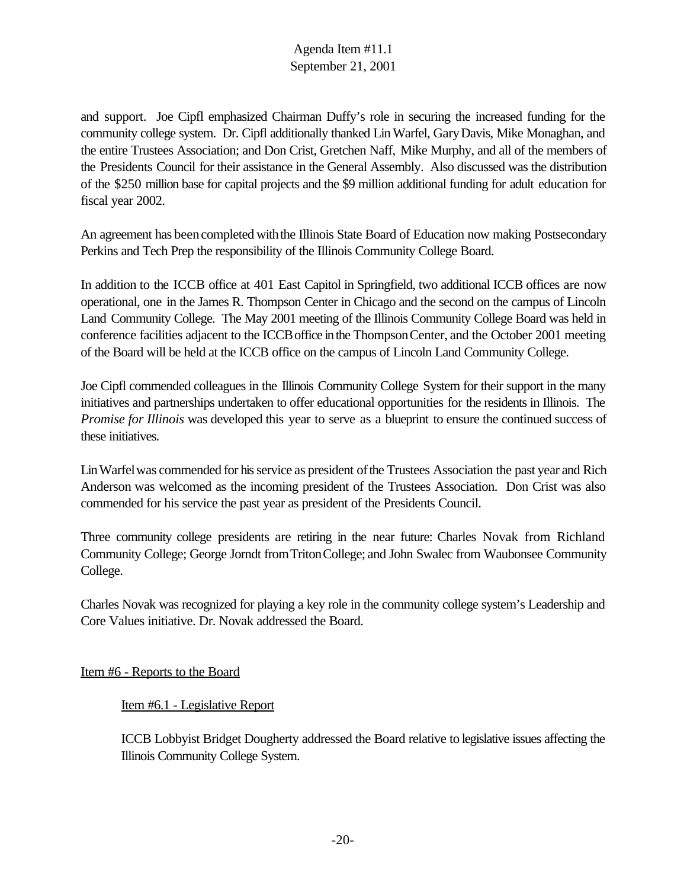and support. Joe Cipfl emphasized Chairman Duffy's role in securing the increased funding for the community college system. Dr. Cipfl additionally thanked Lin Warfel, Gary Davis, Mike Monaghan, and the entire Trustees Association; and Don Crist, Gretchen Naff, Mike Murphy, and all of the members of the Presidents Council for their assistance in the General Assembly. Also discussed was the distribution of the $250 million base for capital projects and the $9 million additional funding for adult education for fiscal year 2002.

An agreement has been completed with the Illinois State Board of Education now making Postsecondary Perkins and Tech Prep the responsibility of the Illinois Community College Board.

In addition to the ICCB office at 401 East Capitol in Springfield, two additional ICCB offices are now operational, one in the James R. Thompson Center in Chicago and the second on the campus of Lincoln Land Community College. The May 2001 meeting of the Illinois Community College Board was held in conference facilities adjacent to the ICCB office in the Thompson Center, and the October 2001 meeting of the Board will be held at the ICCB office on the campus of Lincoln Land Community College.

Joe Cipfl commended colleagues in the Illinois Community College System for their support in the many initiatives and partnerships undertaken to offer educational opportunities for the residents in Illinois. The *Promise for Illinois* was developed this year to serve as a blueprint to ensure the continued success of these initiatives.

Lin Warfel was commended for his service as president of the Trustees Association the past year and Rich Anderson was welcomed as the incoming president of the Trustees Association. Don Crist was also commended for his service the past year as president of the Presidents Council.

Three community college presidents are retiring in the near future: Charles Novak from Richland Community College; George Jorndt from Triton College; and John Swalec from Waubonsee Community College.

Charles Novak was recognized for playing a key role in the community college system's Leadership and Core Values initiative. Dr. Novak addressed the Board.

## Item #6 - Reports to the Board

### Item #6.1 - Legislative Report

ICCB Lobbyist Bridget Dougherty addressed the Board relative to legislative issues affecting the Illinois Community College System.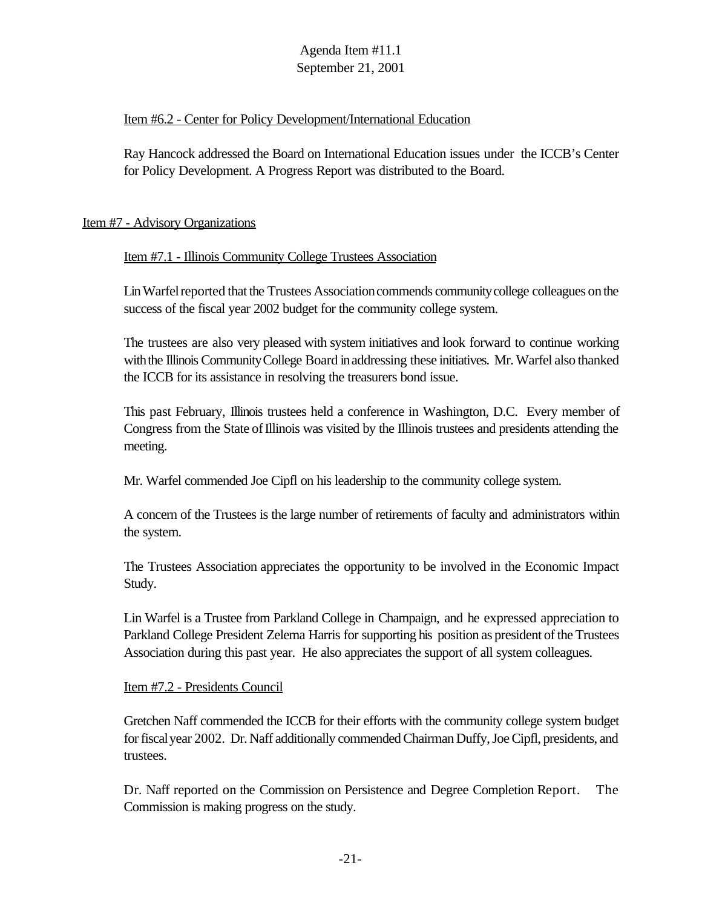Agenda Item #11.1
September 21, 2001

Item #6.2 - Center for Policy Development/International Education

Ray Hancock addressed the Board on International Education issues under the ICCB's Center for Policy Development. A Progress Report was distributed to the Board.

Item #7 - Advisory Organizations

Item #7.1 - Illinois Community College Trustees Association

Lin Warfel reported that the Trustees Association commends community college colleagues on the success of the fiscal year 2002 budget for the community college system.

The trustees are also very pleased with system initiatives and look forward to continue working with the Illinois Community College Board in addressing these initiatives. Mr. Warfel also thanked the ICCB for its assistance in resolving the treasurers bond issue.

This past February, Illinois trustees held a conference in Washington, D.C. Every member of Congress from the State of Illinois was visited by the Illinois trustees and presidents attending the meeting.

Mr. Warfel commended Joe Cipfl on his leadership to the community college system.

A concern of the Trustees is the large number of retirements of faculty and administrators within the system.

The Trustees Association appreciates the opportunity to be involved in the Economic Impact Study.

Lin Warfel is a Trustee from Parkland College in Champaign, and he expressed appreciation to Parkland College President Zelema Harris for supporting his position as president of the Trustees Association during this past year. He also appreciates the support of all system colleagues.

Item #7.2 - Presidents Council

Gretchen Naff commended the ICCB for their efforts with the community college system budget for fiscal year 2002. Dr. Naff additionally commended Chairman Duffy, Joe Cipfl, presidents, and trustees.

Dr. Naff reported on the Commission on Persistence and Degree Completion Report. The Commission is making progress on the study.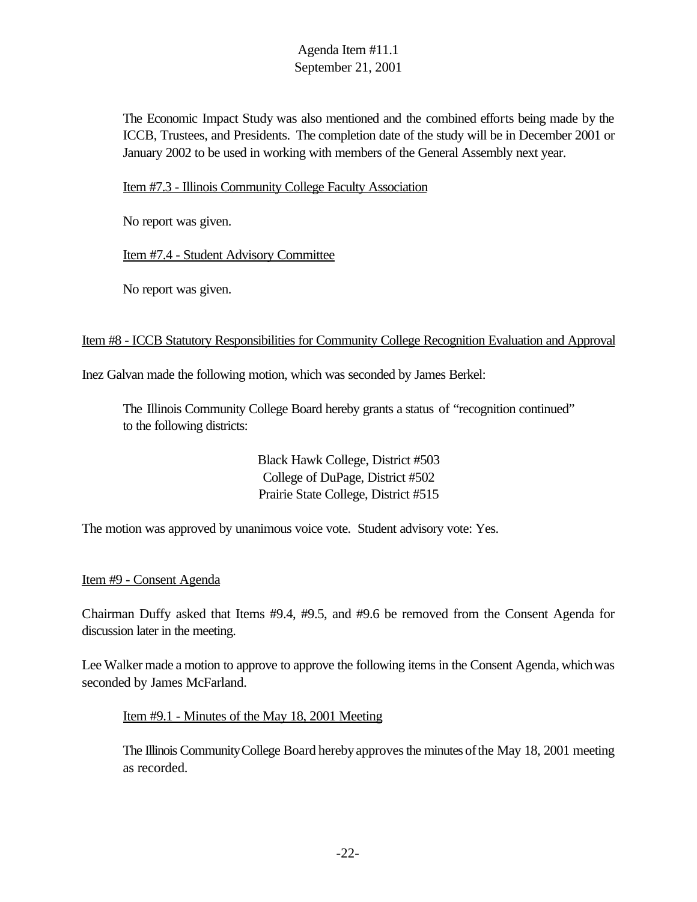The Economic Impact Study was also mentioned and the combined efforts being made by the ICCB, Trustees, and Presidents. The completion date of the study will be in December 2001 or January 2002 to be used in working with members of the General Assembly next year.

Item #7.3 - Illinois Community College Faculty Association

No report was given.

Item #7.4 - Student Advisory Committee

No report was given.

Item #8 - ICCB Statutory Responsibilities for Community College Recognition Evaluation and Approval

Inez Galvan made the following motion, which was seconded by James Berkel:

> The Illinois Community College Board hereby grants a status of "recognition continued" to the following districts:
>
> Black Hawk College, District #503
> College of DuPage, District #502
> Prairie State College, District #515

The motion was approved by unanimous voice vote. Student advisory vote: Yes.

Item #9 - Consent Agenda

Chairman Duffy asked that Items #9.4, #9.5, and #9.6 be removed from the Consent Agenda for discussion later in the meeting.

Lee Walker made a motion to approve to approve the following items in the Consent Agenda, which was seconded by James McFarland.

Item #9.1 - Minutes of the May 18, 2001 Meeting

> The Illinois Community College Board hereby approves the minutes of the May 18, 2001 meeting as recorded.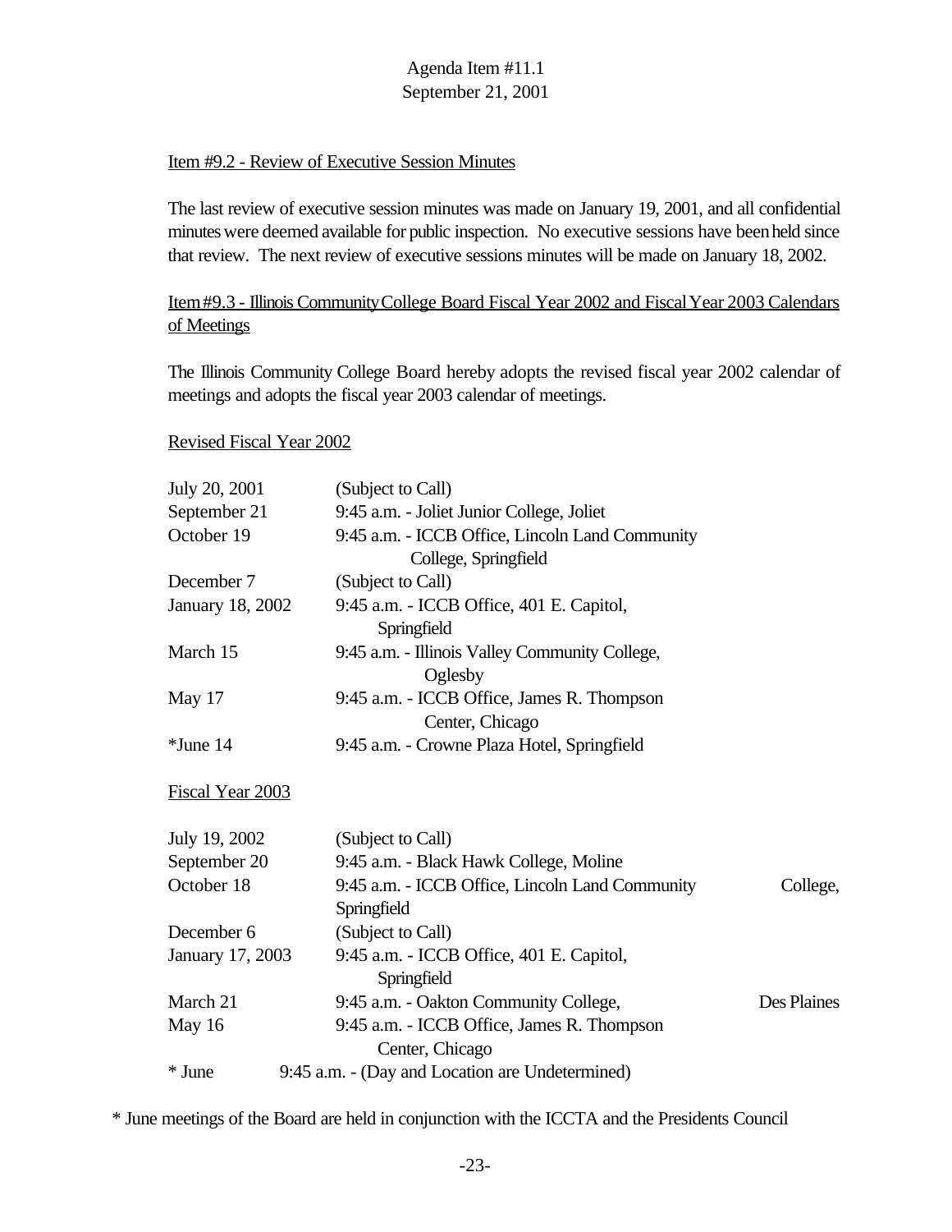Agenda Item #11.1
September 21, 2001

Item #9.2 - Review of Executive Session Minutes

The last review of executive session minutes was made on January 19, 2001, and all confidential minutes were deemed available for public inspection. No executive sessions have been held since that review. The next review of executive sessions minutes will be made on January 18, 2002.

Item #9.3 - Illinois Community College Board Fiscal Year 2002 and Fiscal Year 2003 Calendars of Meetings

The Illinois Community College Board hereby adopts the revised fiscal year 2002 calendar of meetings and adopts the fiscal year 2003 calendar of meetings.

Revised Fiscal Year 2002

| | |
|---|---|
| July 20, 2001 | (Subject to Call) |
| September 21 | 9:45 a.m. - Joliet Junior College, Joliet |
| October 19 | 9:45 a.m. - ICCB Office, Lincoln Land Community College, Springfield |
| December 7 | (Subject to Call) |
| January 18, 2002 | 9:45 a.m. - ICCB Office, 401 E. Capitol, Springfield |
| March 15 | 9:45 a.m. - Illinois Valley Community College, Oglesby |
| May 17 | 9:45 a.m. - ICCB Office, James R. Thompson Center, Chicago |
| *June 14 | 9:45 a.m. - Crowne Plaza Hotel, Springfield |

Fiscal Year 2003

| | |
|---|---|
| July 19, 2002 | (Subject to Call) |
| September 20 | 9:45 a.m. - Black Hawk College, Moline |
| October 18 | 9:45 a.m. - ICCB Office, Lincoln Land Community College, Springfield |
| December 6 | (Subject to Call) |
| January 17, 2003 | 9:45 a.m. - ICCB Office, 401 E. Capitol, Springfield |
| March 21 | 9:45 a.m. - Oakton Community College, Des Plaines |
| May 16 | 9:45 a.m. - ICCB Office, James R. Thompson Center, Chicago |
| * June | 9:45 a.m. - (Day and Location are Undetermined) |

* June meetings of the Board are held in conjunction with the ICCTA and the Presidents Council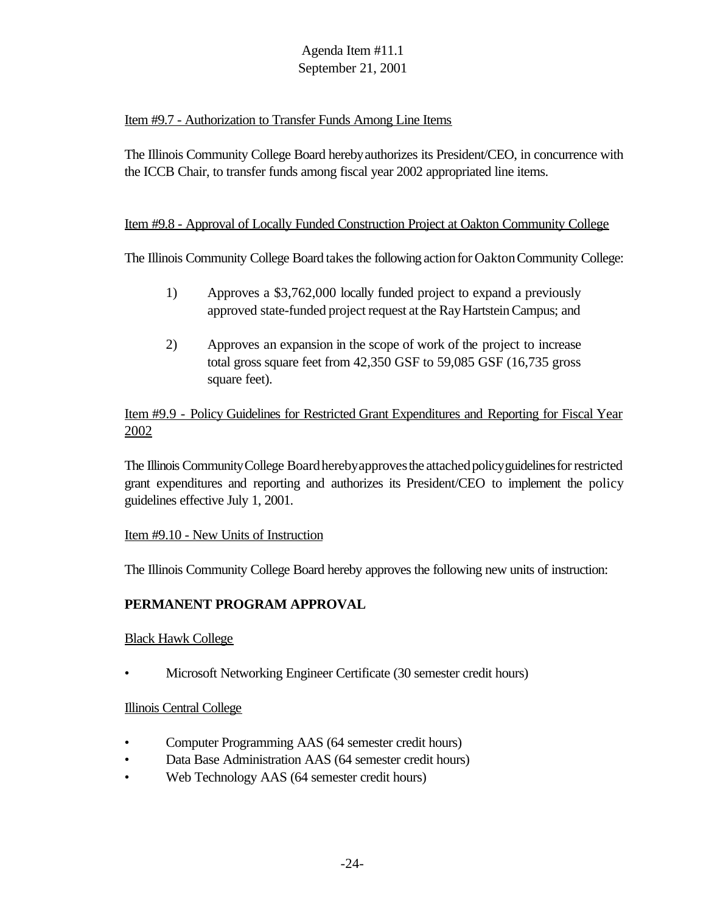Item #9.7 - Authorization to Transfer Funds Among Line Items

The Illinois Community College Board hereby authorizes its President/CEO, in concurrence with the ICCB Chair, to transfer funds among fiscal year 2002 appropriated line items.

Item #9.8 - Approval of Locally Funded Construction Project at Oakton Community College

The Illinois Community College Board takes the following action for Oakton Community College:

1) Approves a $3,762,000 locally funded project to expand a previously approved state-funded project request at the Ray Hartstein Campus; and

2) Approves an expansion in the scope of work of the project to increase total gross square feet from 42,350 GSF to 59,085 GSF (16,735 gross square feet).

Item #9.9 - Policy Guidelines for Restricted Grant Expenditures and Reporting for Fiscal Year 2002

The Illinois Community College Board hereby approves the attached policy guidelines for restricted grant expenditures and reporting and authorizes its President/CEO to implement the policy guidelines effective July 1, 2001.

Item #9.10 - New Units of Instruction

The Illinois Community College Board hereby approves the following new units of instruction:

**PERMANENT PROGRAM APPROVAL**

Black Hawk College

- Microsoft Networking Engineer Certificate (30 semester credit hours)

Illinois Central College

- Computer Programming AAS (64 semester credit hours)
- Data Base Administration AAS (64 semester credit hours)
- Web Technology AAS (64 semester credit hours)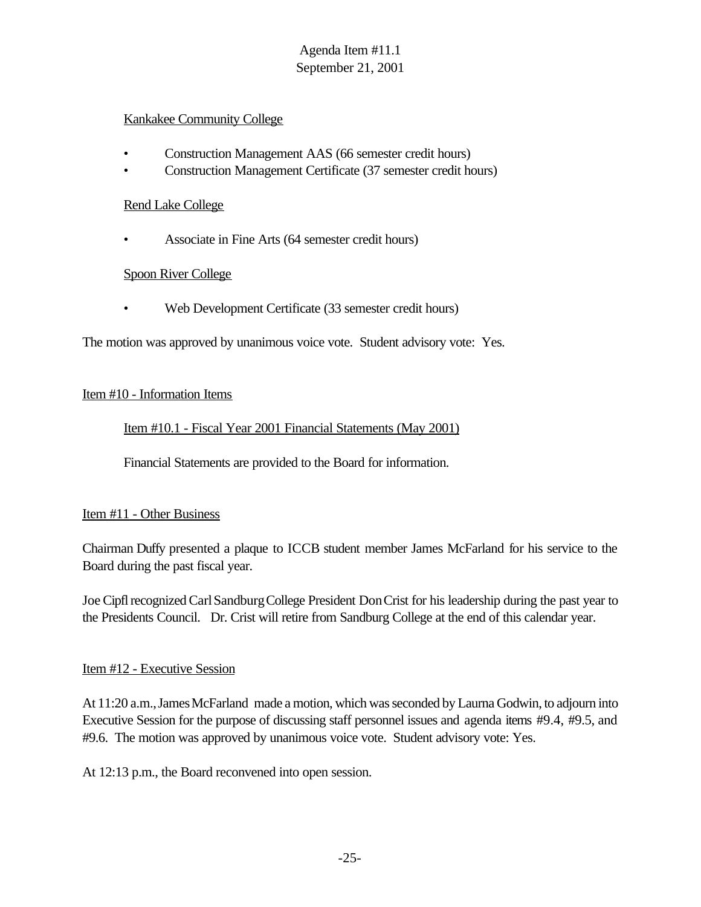Kankakee Community College

- Construction Management AAS (66 semester credit hours)
- Construction Management Certificate (37 semester credit hours)

Rend Lake College

- Associate in Fine Arts (64 semester credit hours)

Spoon River College

- Web Development Certificate (33 semester credit hours)

The motion was approved by unanimous voice vote. Student advisory vote: Yes.

Item #10 - Information Items

Item #10.1 - Fiscal Year 2001 Financial Statements (May 2001)

Financial Statements are provided to the Board for information.

Item #11 - Other Business

Chairman Duffy presented a plaque to ICCB student member James McFarland for his service to the Board during the past fiscal year.

Joe Cipfl recognized Carl Sandburg College President Don Crist for his leadership during the past year to the Presidents Council. Dr. Crist will retire from Sandburg College at the end of this calendar year.

Item #12 - Executive Session

At 11:20 a.m., James McFarland made a motion, which was seconded by Laurna Godwin, to adjourn into Executive Session for the purpose of discussing staff personnel issues and agenda items #9.4, #9.5, and #9.6. The motion was approved by unanimous voice vote. Student advisory vote: Yes.

At 12:13 p.m., the Board reconvened into open session.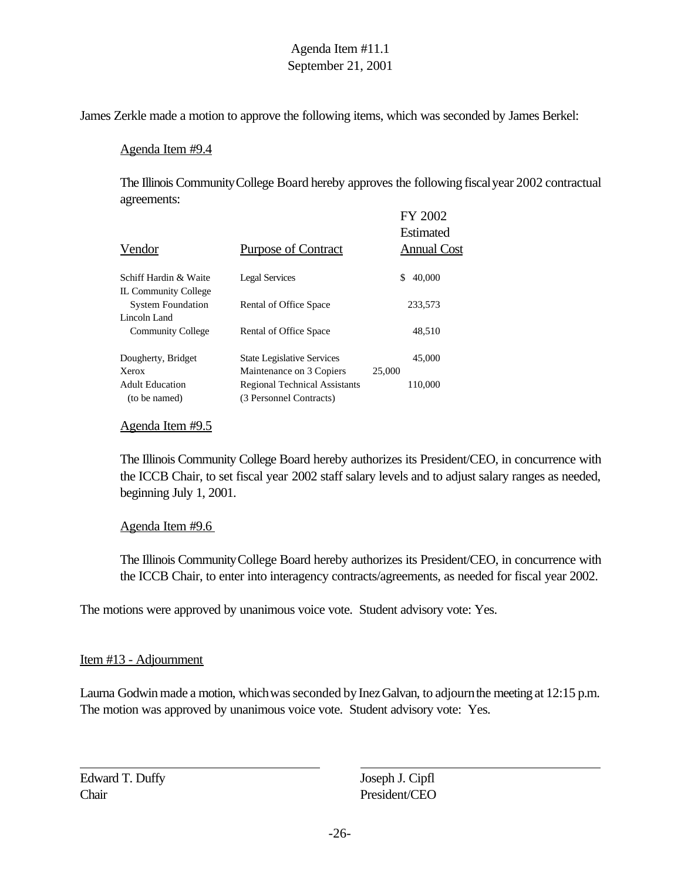Agenda Item #11.1
September 21, 2001

James Zerkle made a motion to approve the following items, which was seconded by James Berkel:

Agenda Item #9.4

The Illinois Community College Board hereby approves the following fiscal year 2002 contractual agreements:

| Vendor | Purpose of Contract | FY 2002 Estimated Annual Cost |
|---|---|---|
| Schiff Hardin & Waite | Legal Services | $ 40,000 |
| IL Community College System Foundation | Rental of Office Space | 233,573 |
| Lincoln Land Community College | Rental of Office Space | 48,510 |
| Dougherty, Bridget | State Legislative Services | 45,000 |
| Xerox | Maintenance on 3 Copiers | 25,000 |
| Adult Education (to be named) | Regional Technical Assistants (3 Personnel Contracts) | 110,000 |

Agenda Item #9.5

The Illinois Community College Board hereby authorizes its President/CEO, in concurrence with the ICCB Chair, to set fiscal year 2002 staff salary levels and to adjust salary ranges as needed, beginning July 1, 2001.

Agenda Item #9.6

The Illinois Community College Board hereby authorizes its President/CEO, in concurrence with the ICCB Chair, to enter into interagency contracts/agreements, as needed for fiscal year 2002.

The motions were approved by unanimous voice vote. Student advisory vote: Yes.

Item #13 - Adjournment

Laurna Godwin made a motion, which was seconded by Inez Galvan, to adjourn the meeting at 12:15 p.m. The motion was approved by unanimous voice vote. Student advisory vote: Yes.

Edward T. Duffy
Chair

Joseph J. Cipfl
President/CEO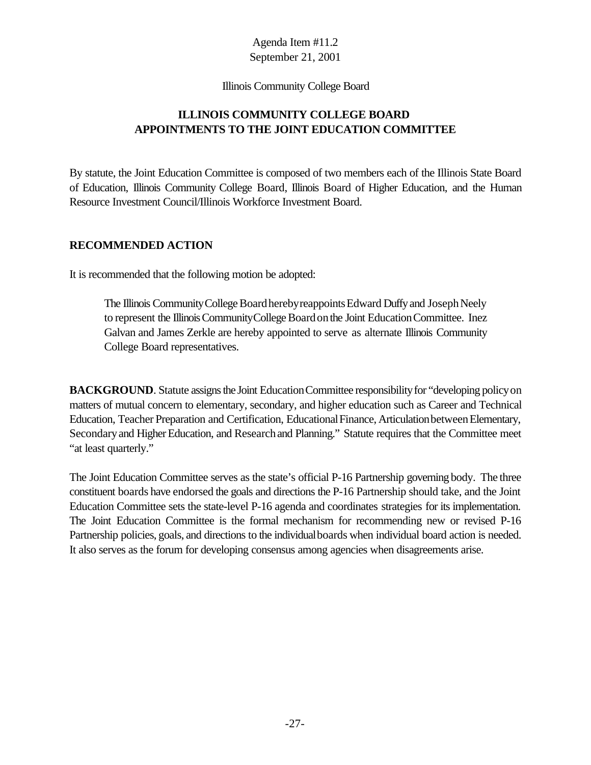Agenda Item #11.2
September 21, 2001

Illinois Community College Board

## ILLINOIS COMMUNITY COLLEGE BOARD
## APPOINTMENTS TO THE JOINT EDUCATION COMMITTEE

By statute, the Joint Education Committee is composed of two members each of the Illinois State Board of Education, Illinois Community College Board, Illinois Board of Higher Education, and the Human Resource Investment Council/Illinois Workforce Investment Board.

### RECOMMENDED ACTION

It is recommended that the following motion be adopted:

> The Illinois Community College Board hereby reappoints Edward Duffy and Joseph Neely to represent the Illinois Community College Board on the Joint Education Committee. Inez Galvan and James Zerkle are hereby appointed to serve as alternate Illinois Community College Board representatives.

**BACKGROUND**. Statute assigns the Joint Education Committee responsibility for "developing policy on matters of mutual concern to elementary, secondary, and higher education such as Career and Technical Education, Teacher Preparation and Certification, Educational Finance, Articulation between Elementary, Secondary and Higher Education, and Research and Planning." Statute requires that the Committee meet "at least quarterly."

The Joint Education Committee serves as the state's official P-16 Partnership governing body. The three constituent boards have endorsed the goals and directions the P-16 Partnership should take, and the Joint Education Committee sets the state-level P-16 agenda and coordinates strategies for its implementation. The Joint Education Committee is the formal mechanism for recommending new or revised P-16 Partnership policies, goals, and directions to the individual boards when individual board action is needed. It also serves as the forum for developing consensus among agencies when disagreements arise.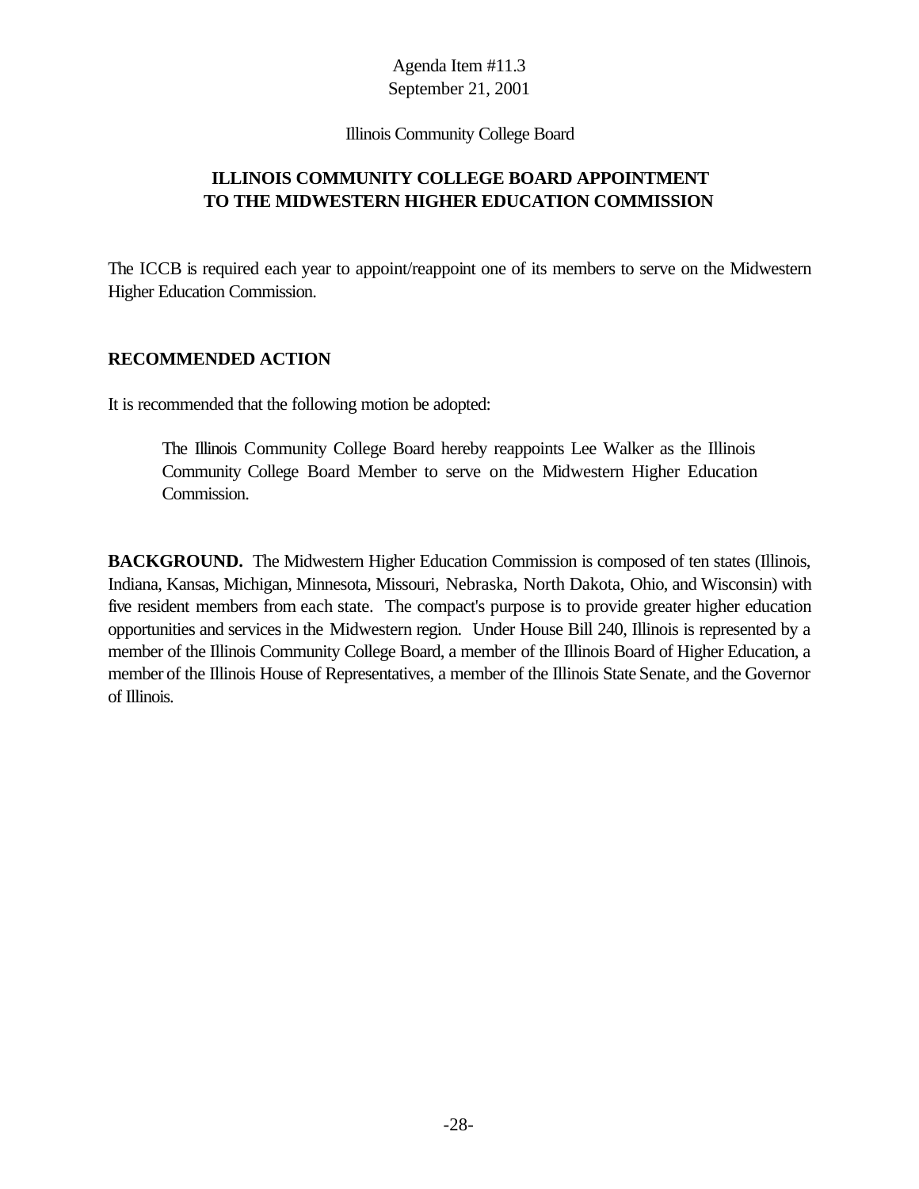Agenda Item #11.3
September 21, 2001

Illinois Community College Board

## ILLINOIS COMMUNITY COLLEGE BOARD APPOINTMENT TO THE MIDWESTERN HIGHER EDUCATION COMMISSION

The ICCB is required each year to appoint/reappoint one of its members to serve on the Midwestern Higher Education Commission.

### RECOMMENDED ACTION

It is recommended that the following motion be adopted:

> The Illinois Community College Board hereby reappoints Lee Walker as the Illinois Community College Board Member to serve on the Midwestern Higher Education Commission.

**BACKGROUND.** The Midwestern Higher Education Commission is composed of ten states (Illinois, Indiana, Kansas, Michigan, Minnesota, Missouri, Nebraska, North Dakota, Ohio, and Wisconsin) with five resident members from each state. The compact's purpose is to provide greater higher education opportunities and services in the Midwestern region. Under House Bill 240, Illinois is represented by a member of the Illinois Community College Board, a member of the Illinois Board of Higher Education, a member of the Illinois House of Representatives, a member of the Illinois State Senate, and the Governor of Illinois.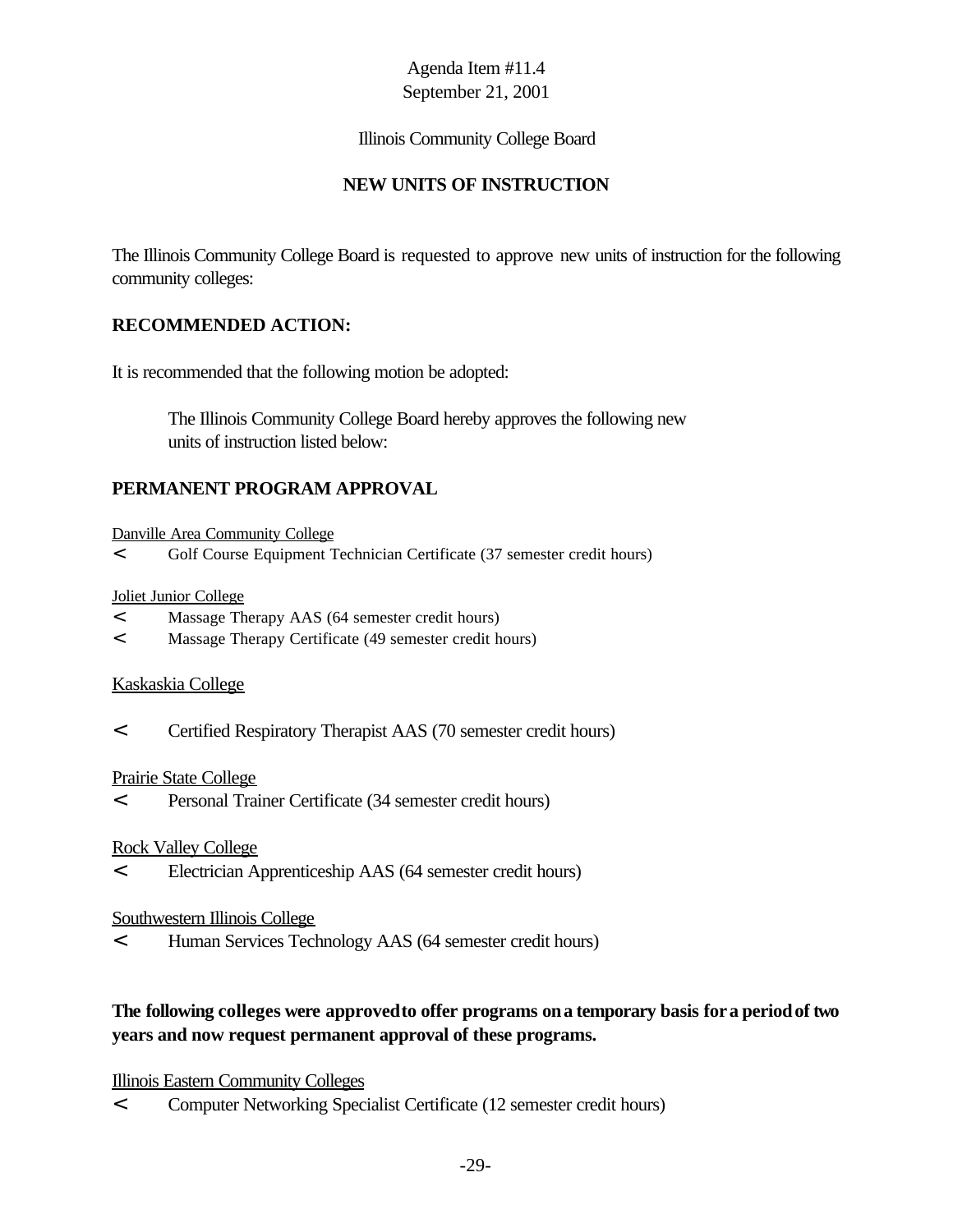Agenda Item #11.4
September 21, 2001

Illinois Community College Board

**NEW UNITS OF INSTRUCTION**

The Illinois Community College Board is requested to approve new units of instruction for the following community colleges:

**RECOMMENDED ACTION:**

It is recommended that the following motion be adopted:

> The Illinois Community College Board hereby approves the following new units of instruction listed below:

**PERMANENT PROGRAM APPROVAL**

<u>Danville Area Community College</u>

- Golf Course Equipment Technician Certificate (37 semester credit hours)

<u>Joliet Junior College</u>

- Massage Therapy AAS (64 semester credit hours)
- Massage Therapy Certificate (49 semester credit hours)

<u>Kaskaskia College</u>

- Certified Respiratory Therapist AAS (70 semester credit hours)

<u>Prairie State College</u>

- Personal Trainer Certificate (34 semester credit hours)

<u>Rock Valley College</u>

- Electrician Apprenticeship AAS (64 semester credit hours)

<u>Southwestern Illinois College</u>

- Human Services Technology AAS (64 semester credit hours)

**The following colleges were approved to offer programs on a temporary basis for a period of two years and now request permanent approval of these programs.**

<u>Illinois Eastern Community Colleges</u>

- Computer Networking Specialist Certificate (12 semester credit hours)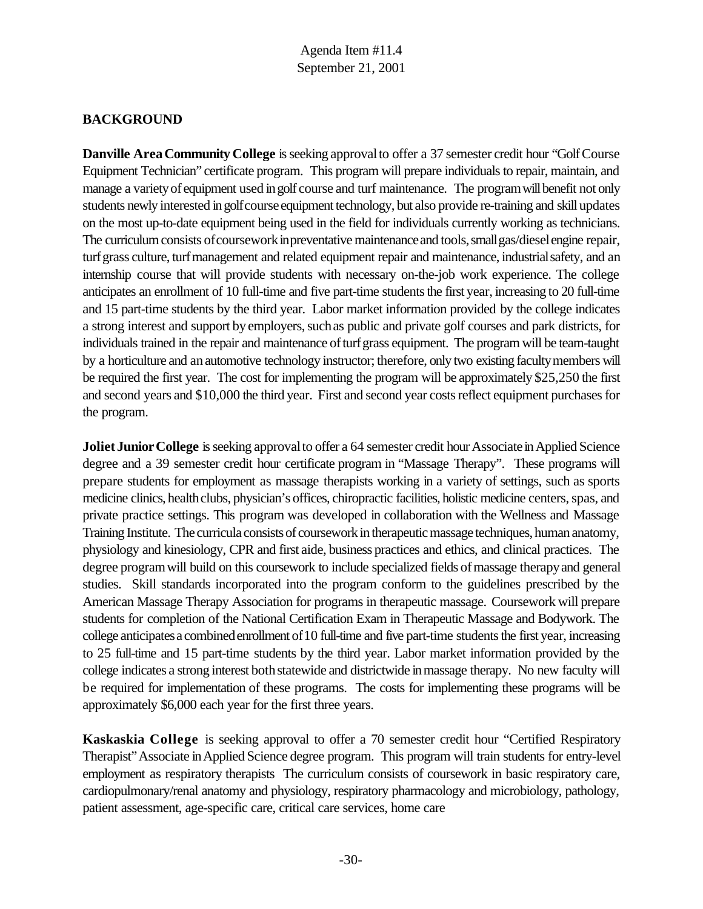Agenda Item #11.4
September 21, 2001

## BACKGROUND

**Danville Area Community College** is seeking approval to offer a 37 semester credit hour "Golf Course Equipment Technician" certificate program. This program will prepare individuals to repair, maintain, and manage a variety of equipment used in golf course and turf maintenance. The program will benefit not only students newly interested in golf course equipment technology, but also provide re-training and skill updates on the most up-to-date equipment being used in the field for individuals currently working as technicians. The curriculum consists of coursework in preventative maintenance and tools, small gas/diesel engine repair, turf grass culture, turf management and related equipment repair and maintenance, industrial safety, and an internship course that will provide students with necessary on-the-job work experience. The college anticipates an enrollment of 10 full-time and five part-time students the first year, increasing to 20 full-time and 15 part-time students by the third year. Labor market information provided by the college indicates a strong interest and support by employers, such as public and private golf courses and park districts, for individuals trained in the repair and maintenance of turf grass equipment. The program will be team-taught by a horticulture and an automotive technology instructor; therefore, only two existing faculty members will be required the first year. The cost for implementing the program will be approximately $25,250 the first and second years and $10,000 the third year. First and second year costs reflect equipment purchases for the program.

**Joliet Junior College** is seeking approval to offer a 64 semester credit hour Associate in Applied Science degree and a 39 semester credit hour certificate program in "Massage Therapy". These programs will prepare students for employment as massage therapists working in a variety of settings, such as sports medicine clinics, health clubs, physician's offices, chiropractic facilities, holistic medicine centers, spas, and private practice settings. This program was developed in collaboration with the Wellness and Massage Training Institute. The curricula consists of coursework in therapeutic massage techniques, human anatomy, physiology and kinesiology, CPR and first aide, business practices and ethics, and clinical practices. The degree program will build on this coursework to include specialized fields of massage therapy and general studies. Skill standards incorporated into the program conform to the guidelines prescribed by the American Massage Therapy Association for programs in therapeutic massage. Coursework will prepare students for completion of the National Certification Exam in Therapeutic Massage and Bodywork. The college anticipates a combined enrollment of 10 full-time and five part-time students the first year, increasing to 25 full-time and 15 part-time students by the third year. Labor market information provided by the college indicates a strong interest both statewide and districtwide in massage therapy. No new faculty will be required for implementation of these programs. The costs for implementing these programs will be approximately $6,000 each year for the first three years.

**Kaskaskia College** is seeking approval to offer a 70 semester credit hour "Certified Respiratory Therapist" Associate in Applied Science degree program. This program will train students for entry-level employment as respiratory therapists The curriculum consists of coursework in basic respiratory care, cardiopulmonary/renal anatomy and physiology, respiratory pharmacology and microbiology, pathology, patient assessment, age-specific care, critical care services, home care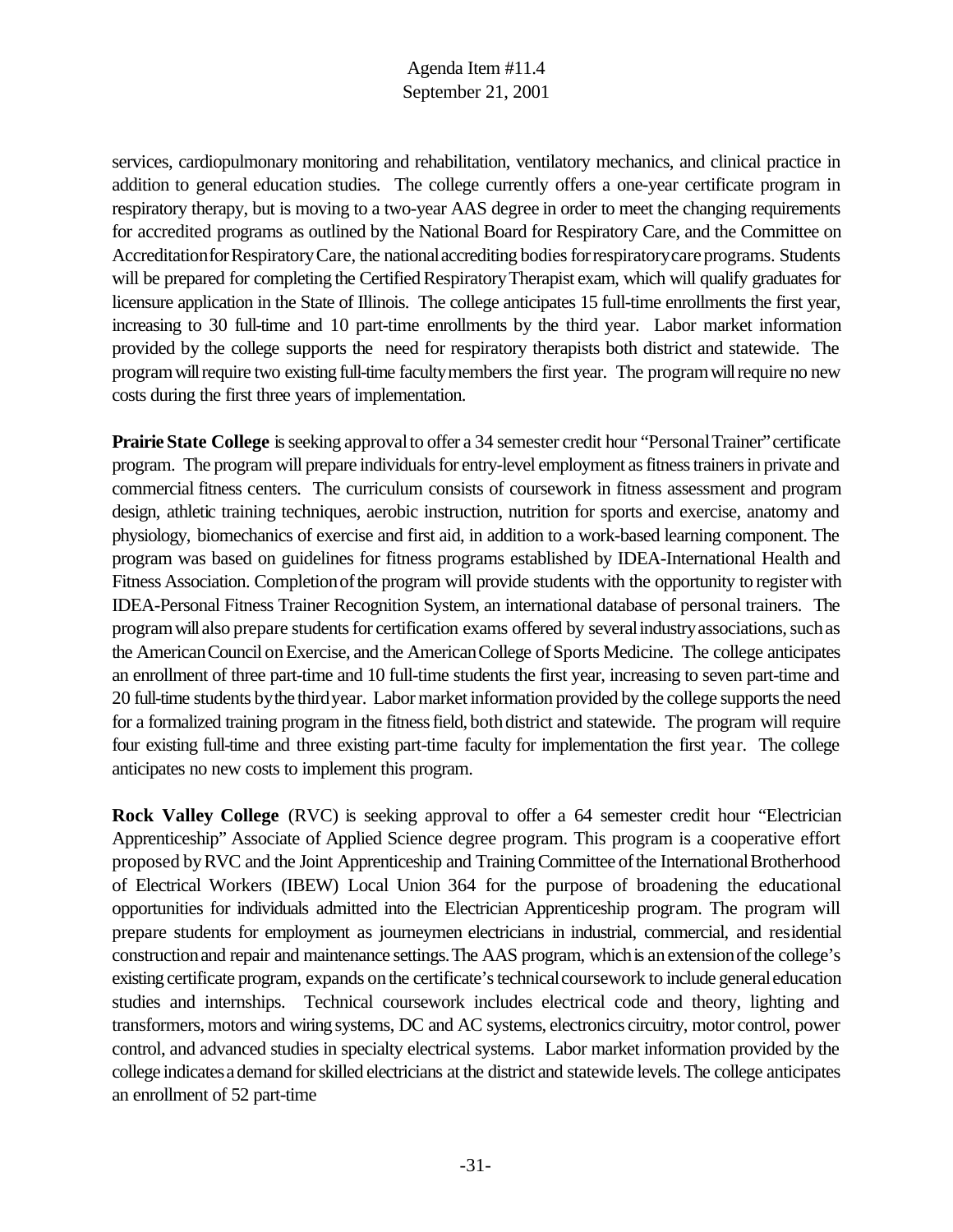services, cardiopulmonary monitoring and rehabilitation, ventilatory mechanics, and clinical practice in addition to general education studies. The college currently offers a one-year certificate program in respiratory therapy, but is moving to a two-year AAS degree in order to meet the changing requirements for accredited programs as outlined by the National Board for Respiratory Care, and the Committee on Accreditation for Respiratory Care, the national accrediting bodies for respiratory care programs. Students will be prepared for completing the Certified Respiratory Therapist exam, which will qualify graduates for licensure application in the State of Illinois. The college anticipates 15 full-time enrollments the first year, increasing to 30 full-time and 10 part-time enrollments by the third year. Labor market information provided by the college supports the need for respiratory therapists both district and statewide. The program will require two existing full-time faculty members the first year. The program will require no new costs during the first three years of implementation.

**Prairie State College** is seeking approval to offer a 34 semester credit hour "Personal Trainer" certificate program. The program will prepare individuals for entry-level employment as fitness trainers in private and commercial fitness centers. The curriculum consists of coursework in fitness assessment and program design, athletic training techniques, aerobic instruction, nutrition for sports and exercise, anatomy and physiology, biomechanics of exercise and first aid, in addition to a work-based learning component. The program was based on guidelines for fitness programs established by IDEA-International Health and Fitness Association. Completion of the program will provide students with the opportunity to register with IDEA-Personal Fitness Trainer Recognition System, an international database of personal trainers. The program will also prepare students for certification exams offered by several industry associations, such as the American Council on Exercise, and the American College of Sports Medicine. The college anticipates an enrollment of three part-time and 10 full-time students the first year, increasing to seven part-time and 20 full-time students by the third year. Labor market information provided by the college supports the need for a formalized training program in the fitness field, both district and statewide. The program will require four existing full-time and three existing part-time faculty for implementation the first year. The college anticipates no new costs to implement this program.

**Rock Valley College** (RVC) is seeking approval to offer a 64 semester credit hour "Electrician Apprenticeship" Associate of Applied Science degree program. This program is a cooperative effort proposed by RVC and the Joint Apprenticeship and Training Committee of the International Brotherhood of Electrical Workers (IBEW) Local Union 364 for the purpose of broadening the educational opportunities for individuals admitted into the Electrician Apprenticeship program. The program will prepare students for employment as journeymen electricians in industrial, commercial, and residential construction and repair and maintenance settings. The AAS program, which is an extension of the college's existing certificate program, expands on the certificate's technical coursework to include general education studies and internships. Technical coursework includes electrical code and theory, lighting and transformers, motors and wiring systems, DC and AC systems, electronics circuitry, motor control, power control, and advanced studies in specialty electrical systems. Labor market information provided by the college indicates a demand for skilled electricians at the district and statewide levels. The college anticipates an enrollment of 52 part-time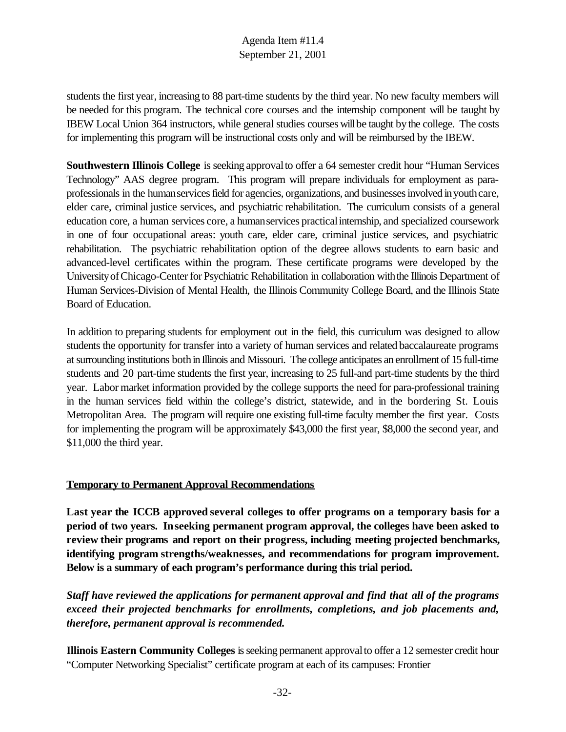students the first year, increasing to 88 part-time students by the third year. No new faculty members will be needed for this program. The technical core courses and the internship component will be taught by IBEW Local Union 364 instructors, while general studies courses will be taught by the college. The costs for implementing this program will be instructional costs only and will be reimbursed by the IBEW.

**Southwestern Illinois College** is seeking approval to offer a 64 semester credit hour "Human Services Technology" AAS degree program. This program will prepare individuals for employment as para-professionals in the human services field for agencies, organizations, and businesses involved in youth care, elder care, criminal justice services, and psychiatric rehabilitation. The curriculum consists of a general education core, a human services core, a human services practical internship, and specialized coursework in one of four occupational areas: youth care, elder care, criminal justice services, and psychiatric rehabilitation. The psychiatric rehabilitation option of the degree allows students to earn basic and advanced-level certificates within the program. These certificate programs were developed by the University of Chicago-Center for Psychiatric Rehabilitation in collaboration with the Illinois Department of Human Services-Division of Mental Health, the Illinois Community College Board, and the Illinois State Board of Education.

In addition to preparing students for employment out in the field, this curriculum was designed to allow students the opportunity for transfer into a variety of human services and related baccalaureate programs at surrounding institutions both in Illinois and Missouri. The college anticipates an enrollment of 15 full-time students and 20 part-time students the first year, increasing to 25 full-and part-time students by the third year. Labor market information provided by the college supports the need for para-professional training in the human services field within the college's district, statewide, and in the bordering St. Louis Metropolitan Area. The program will require one existing full-time faculty member the first year. Costs for implementing the program will be approximately $43,000 the first year, $8,000 the second year, and $11,000 the third year.

**Temporary to Permanent Approval Recommendations**

**Last year the ICCB approved several colleges to offer programs on a temporary basis for a period of two years. In seeking permanent program approval, the colleges have been asked to review their programs and report on their progress, including meeting projected benchmarks, identifying program strengths/weaknesses, and recommendations for program improvement. Below is a summary of each program's performance during this trial period.**

***Staff have reviewed the applications for permanent approval and find that all of the programs exceed their projected benchmarks for enrollments, completions, and job placements and, therefore, permanent approval is recommended.***

**Illinois Eastern Community Colleges** is seeking permanent approval to offer a 12 semester credit hour "Computer Networking Specialist" certificate program at each of its campuses: Frontier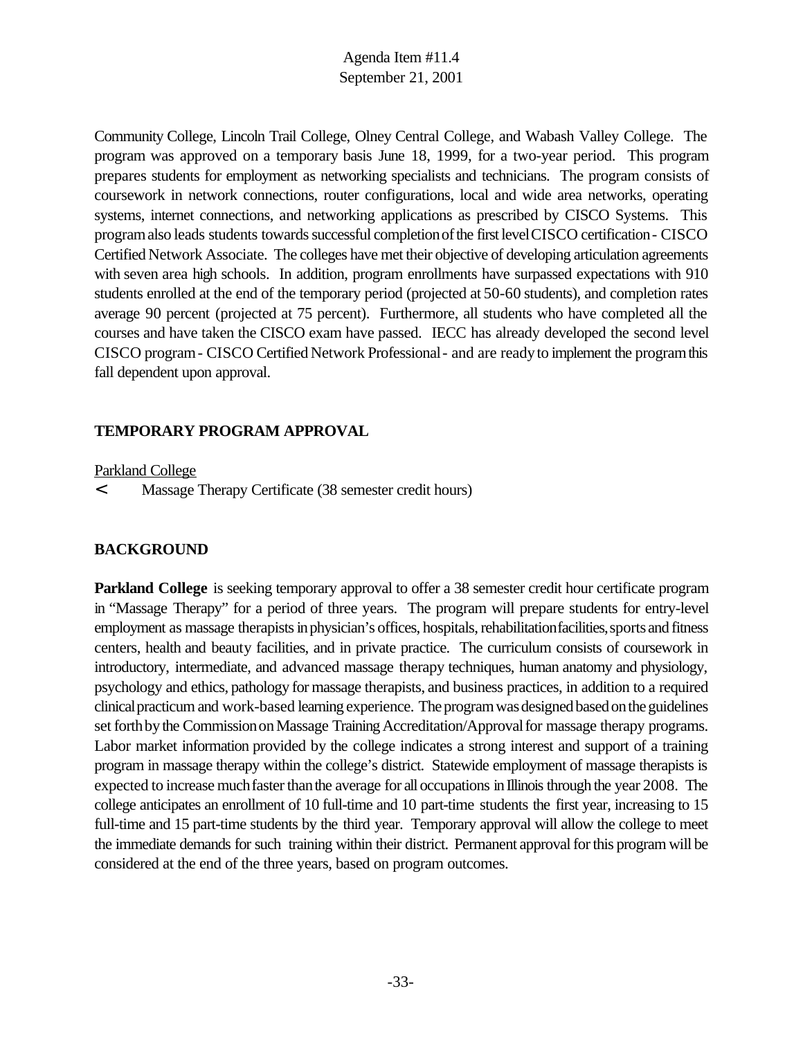Community College, Lincoln Trail College, Olney Central College, and Wabash Valley College. The program was approved on a temporary basis June 18, 1999, for a two-year period. This program prepares students for employment as networking specialists and technicians. The program consists of coursework in network connections, router configurations, local and wide area networks, operating systems, internet connections, and networking applications as prescribed by CISCO Systems. This program also leads students towards successful completion of the first level CISCO certification - CISCO Certified Network Associate. The colleges have met their objective of developing articulation agreements with seven area high schools. In addition, program enrollments have surpassed expectations with 910 students enrolled at the end of the temporary period (projected at 50-60 students), and completion rates average 90 percent (projected at 75 percent). Furthermore, all students who have completed all the courses and have taken the CISCO exam have passed. IECC has already developed the second level CISCO program - CISCO Certified Network Professional - and are ready to implement the program this fall dependent upon approval.

## TEMPORARY PROGRAM APPROVAL

Parkland College

- Massage Therapy Certificate (38 semester credit hours)

## BACKGROUND

**Parkland College** is seeking temporary approval to offer a 38 semester credit hour certificate program in "Massage Therapy" for a period of three years. The program will prepare students for entry-level employment as massage therapists in physician's offices, hospitals, rehabilitation facilities, sports and fitness centers, health and beauty facilities, and in private practice. The curriculum consists of coursework in introductory, intermediate, and advanced massage therapy techniques, human anatomy and physiology, psychology and ethics, pathology for massage therapists, and business practices, in addition to a required clinical practicum and work-based learning experience. The program was designed based on the guidelines set forth by the Commission on Massage Training Accreditation/Approval for massage therapy programs. Labor market information provided by the college indicates a strong interest and support of a training program in massage therapy within the college's district. Statewide employment of massage therapists is expected to increase much faster than the average for all occupations in Illinois through the year 2008. The college anticipates an enrollment of 10 full-time and 10 part-time students the first year, increasing to 15 full-time and 15 part-time students by the third year. Temporary approval will allow the college to meet the immediate demands for such training within their district. Permanent approval for this program will be considered at the end of the three years, based on program outcomes.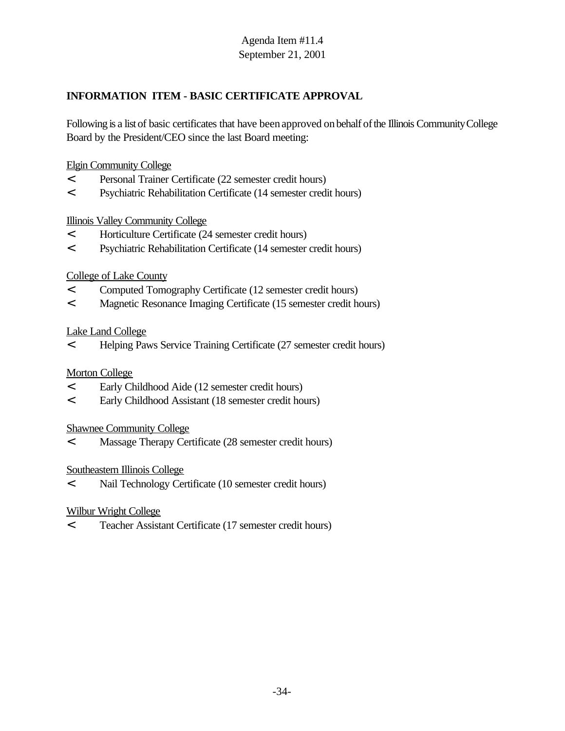Agenda Item #11.4
September 21, 2001

**INFORMATION ITEM - BASIC CERTIFICATE APPROVAL**

Following is a list of basic certificates that have been approved on behalf of the Illinois Community College Board by the President/CEO since the last Board meeting:

Elgin Community College

- Personal Trainer Certificate (22 semester credit hours)
- Psychiatric Rehabilitation Certificate (14 semester credit hours)

Illinois Valley Community College

- Horticulture Certificate (24 semester credit hours)
- Psychiatric Rehabilitation Certificate (14 semester credit hours)

College of Lake County

- Computed Tomography Certificate (12 semester credit hours)
- Magnetic Resonance Imaging Certificate (15 semester credit hours)

Lake Land College

- Helping Paws Service Training Certificate (27 semester credit hours)

Morton College

- Early Childhood Aide (12 semester credit hours)
- Early Childhood Assistant (18 semester credit hours)

Shawnee Community College

- Massage Therapy Certificate (28 semester credit hours)

Southeastern Illinois College

- Nail Technology Certificate (10 semester credit hours)

Wilbur Wright College

- Teacher Assistant Certificate (17 semester credit hours)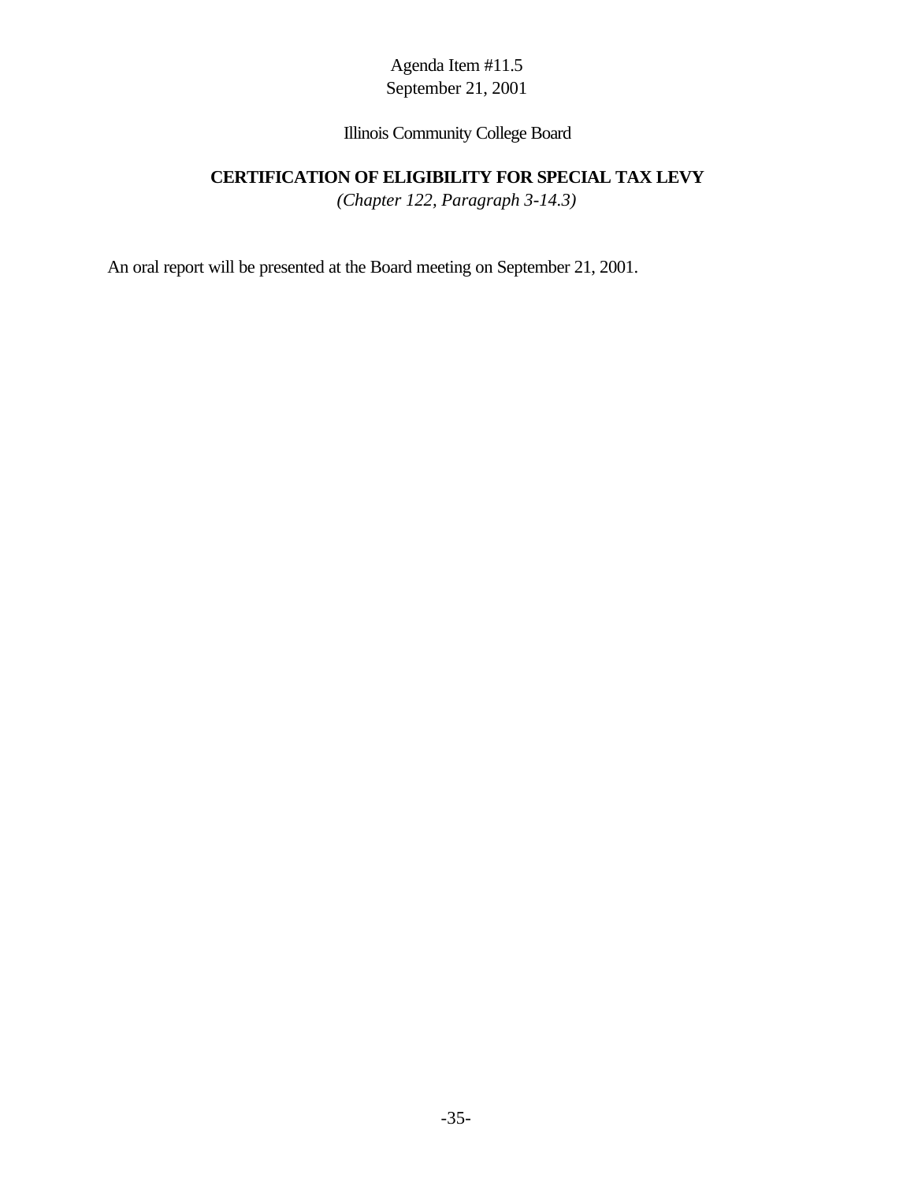Agenda Item #11.5
September 21, 2001

Illinois Community College Board

## CERTIFICATION OF ELIGIBILITY FOR SPECIAL TAX LEVY

*(Chapter 122, Paragraph 3-14.3)*

An oral report will be presented at the Board meeting on September 21, 2001.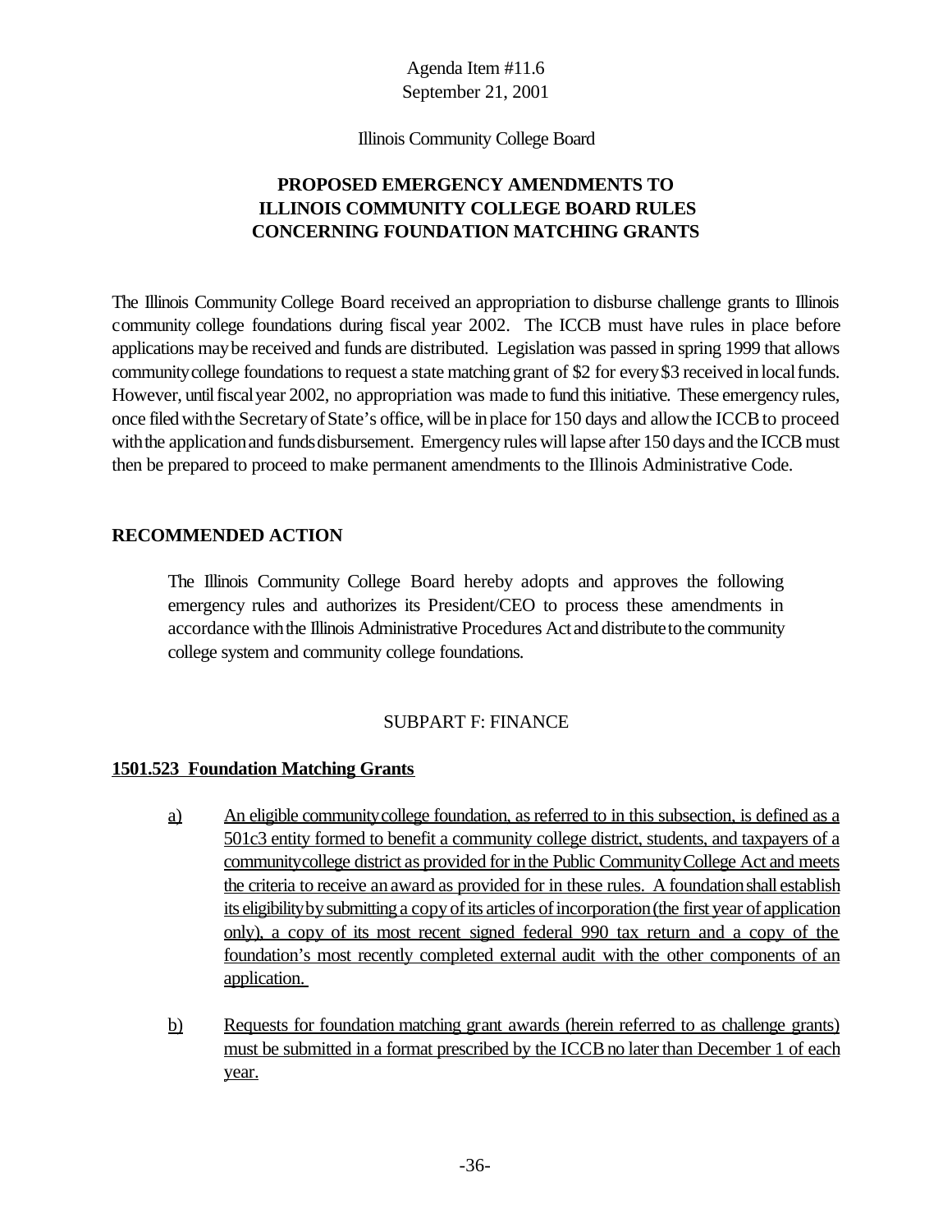Agenda Item #11.6
September 21, 2001

Illinois Community College Board

**PROPOSED EMERGENCY AMENDMENTS TO ILLINOIS COMMUNITY COLLEGE BOARD RULES CONCERNING FOUNDATION MATCHING GRANTS**

The Illinois Community College Board received an appropriation to disburse challenge grants to Illinois community college foundations during fiscal year 2002. The ICCB must have rules in place before applications may be received and funds are distributed. Legislation was passed in spring 1999 that allows community college foundations to request a state matching grant of $2 for every $3 received in local funds. However, until fiscal year 2002, no appropriation was made to fund this initiative. These emergency rules, once filed with the Secretary of State's office, will be in place for 150 days and allow the ICCB to proceed with the application and funds disbursement. Emergency rules will lapse after 150 days and the ICCB must then be prepared to proceed to make permanent amendments to the Illinois Administrative Code.

## RECOMMENDED ACTION

The Illinois Community College Board hereby adopts and approves the following emergency rules and authorizes its President/CEO to process these amendments in accordance with the Illinois Administrative Procedures Act and distribute to the community college system and community college foundations.

SUBPART F: FINANCE

**1501.523 Foundation Matching Grants**

a) An eligible community college foundation, as referred to in this subsection, is defined as a 501c3 entity formed to benefit a community college district, students, and taxpayers of a community college district as provided for in the Public Community College Act and meets the criteria to receive an award as provided for in these rules. A foundation shall establish its eligibility by submitting a copy of its articles of incorporation (the first year of application only), a copy of its most recent signed federal 990 tax return and a copy of the foundation's most recently completed external audit with the other components of an application.

b) Requests for foundation matching grant awards (herein referred to as challenge grants) must be submitted in a format prescribed by the ICCB no later than December 1 of each year.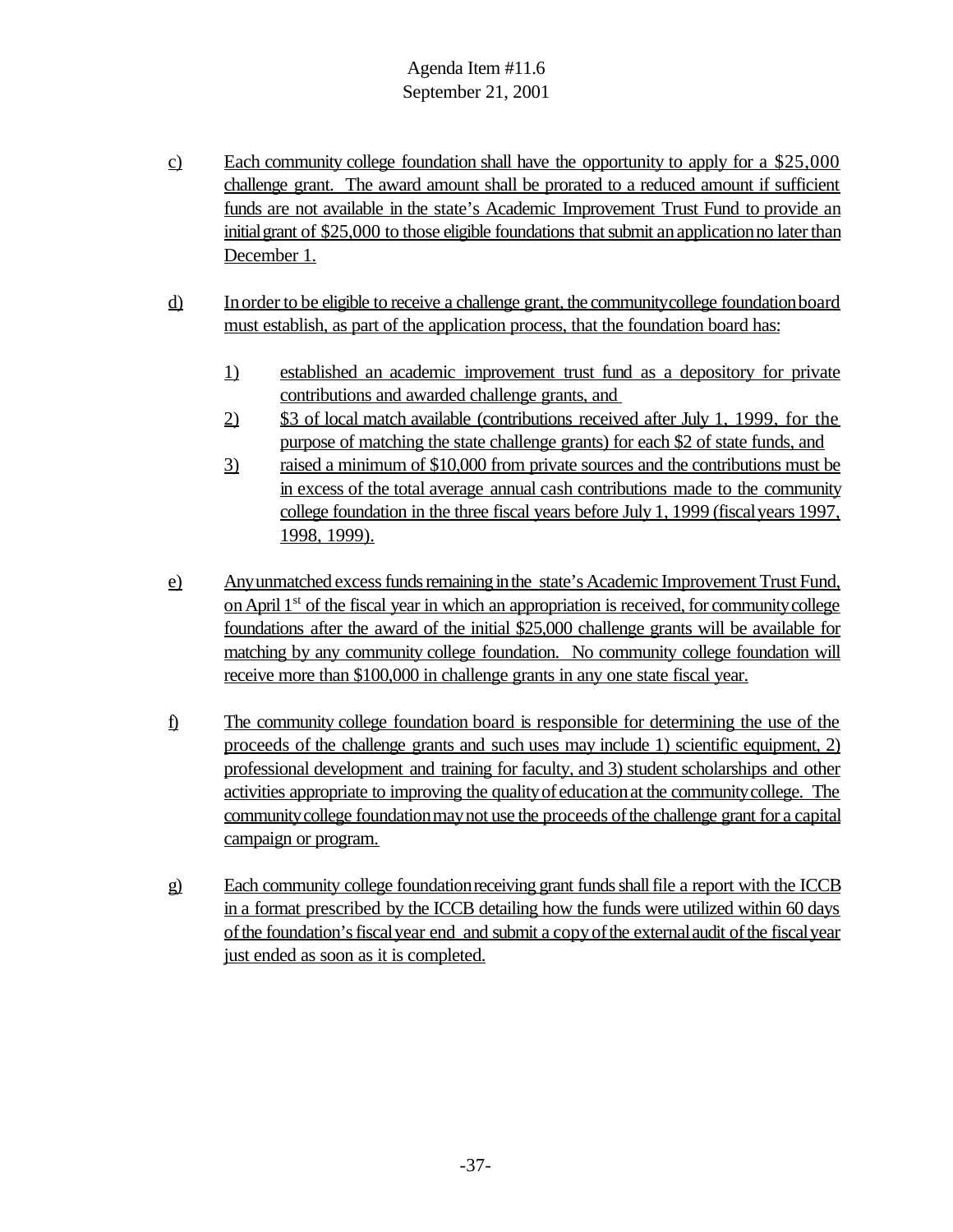Agenda Item #11.6
September 21, 2001

c) Each community college foundation shall have the opportunity to apply for a \$25,000 challenge grant. The award amount shall be prorated to a reduced amount if sufficient funds are not available in the state's Academic Improvement Trust Fund to provide an initial grant of \$25,000 to those eligible foundations that submit an application no later than December 1.

d) In order to be eligible to receive a challenge grant, the community college foundation board must establish, as part of the application process, that the foundation board has:

   1) established an academic improvement trust fund as a depository for private contributions and awarded challenge grants, and
   2) \$3 of local match available (contributions received after July 1, 1999, for the purpose of matching the state challenge grants) for each \$2 of state funds, and
   3) raised a minimum of \$10,000 from private sources and the contributions must be in excess of the total average annual cash contributions made to the community college foundation in the three fiscal years before July 1, 1999 (fiscal years 1997, 1998, 1999).

e) Any unmatched excess funds remaining in the state's Academic Improvement Trust Fund, on April 1st of the fiscal year in which an appropriation is received, for community college foundations after the award of the initial \$25,000 challenge grants will be available for matching by any community college foundation. No community college foundation will receive more than \$100,000 in challenge grants in any one state fiscal year.

f) The community college foundation board is responsible for determining the use of the proceeds of the challenge grants and such uses may include 1) scientific equipment, 2) professional development and training for faculty, and 3) student scholarships and other activities appropriate to improving the quality of education at the community college. The community college foundation may not use the proceeds of the challenge grant for a capital campaign or program.

g) Each community college foundation receiving grant funds shall file a report with the ICCB in a format prescribed by the ICCB detailing how the funds were utilized within 60 days of the foundation's fiscal year end and submit a copy of the external audit of the fiscal year just ended as soon as it is completed.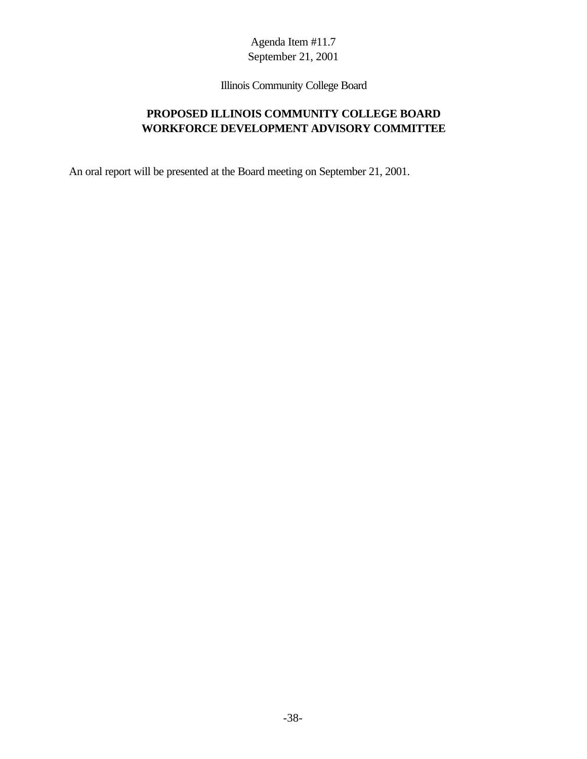Agenda Item #11.7
September 21, 2001

Illinois Community College Board

**PROPOSED ILLINOIS COMMUNITY COLLEGE BOARD WORKFORCE DEVELOPMENT ADVISORY COMMITTEE**

An oral report will be presented at the Board meeting on September 21, 2001.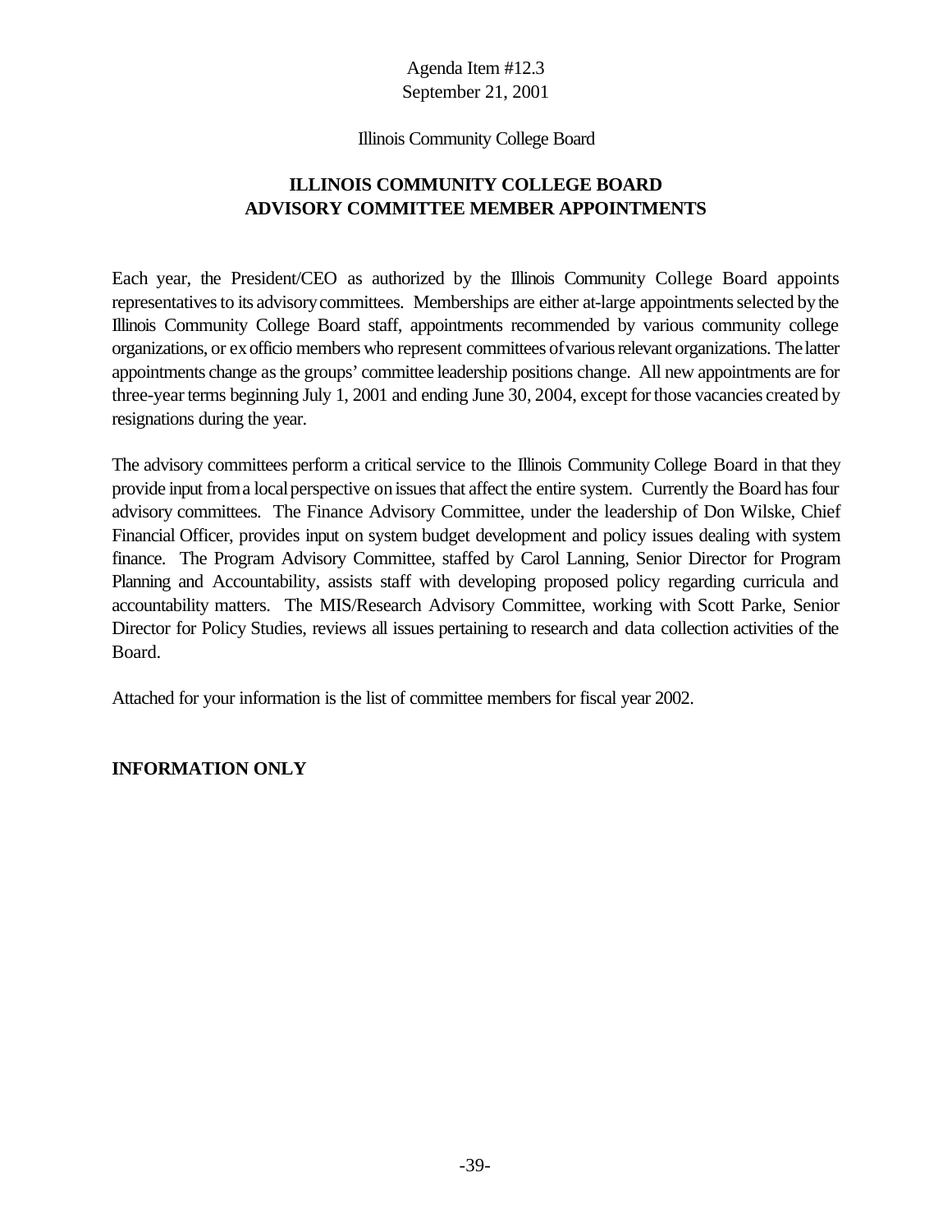Agenda Item #12.3
September 21, 2001

Illinois Community College Board

## ILLINOIS COMMUNITY COLLEGE BOARD
## ADVISORY COMMITTEE MEMBER APPOINTMENTS

Each year, the President/CEO as authorized by the Illinois Community College Board appoints representatives to its advisory committees. Memberships are either at-large appointments selected by the Illinois Community College Board staff, appointments recommended by various community college organizations, or ex officio members who represent committees of various relevant organizations. The latter appointments change as the groups' committee leadership positions change. All new appointments are for three-year terms beginning July 1, 2001 and ending June 30, 2004, except for those vacancies created by resignations during the year.

The advisory committees perform a critical service to the Illinois Community College Board in that they provide input from a local perspective on issues that affect the entire system. Currently the Board has four advisory committees. The Finance Advisory Committee, under the leadership of Don Wilske, Chief Financial Officer, provides input on system budget development and policy issues dealing with system finance. The Program Advisory Committee, staffed by Carol Lanning, Senior Director for Program Planning and Accountability, assists staff with developing proposed policy regarding curricula and accountability matters. The MIS/Research Advisory Committee, working with Scott Parke, Senior Director for Policy Studies, reviews all issues pertaining to research and data collection activities of the Board.

Attached for your information is the list of committee members for fiscal year 2002.

**INFORMATION ONLY**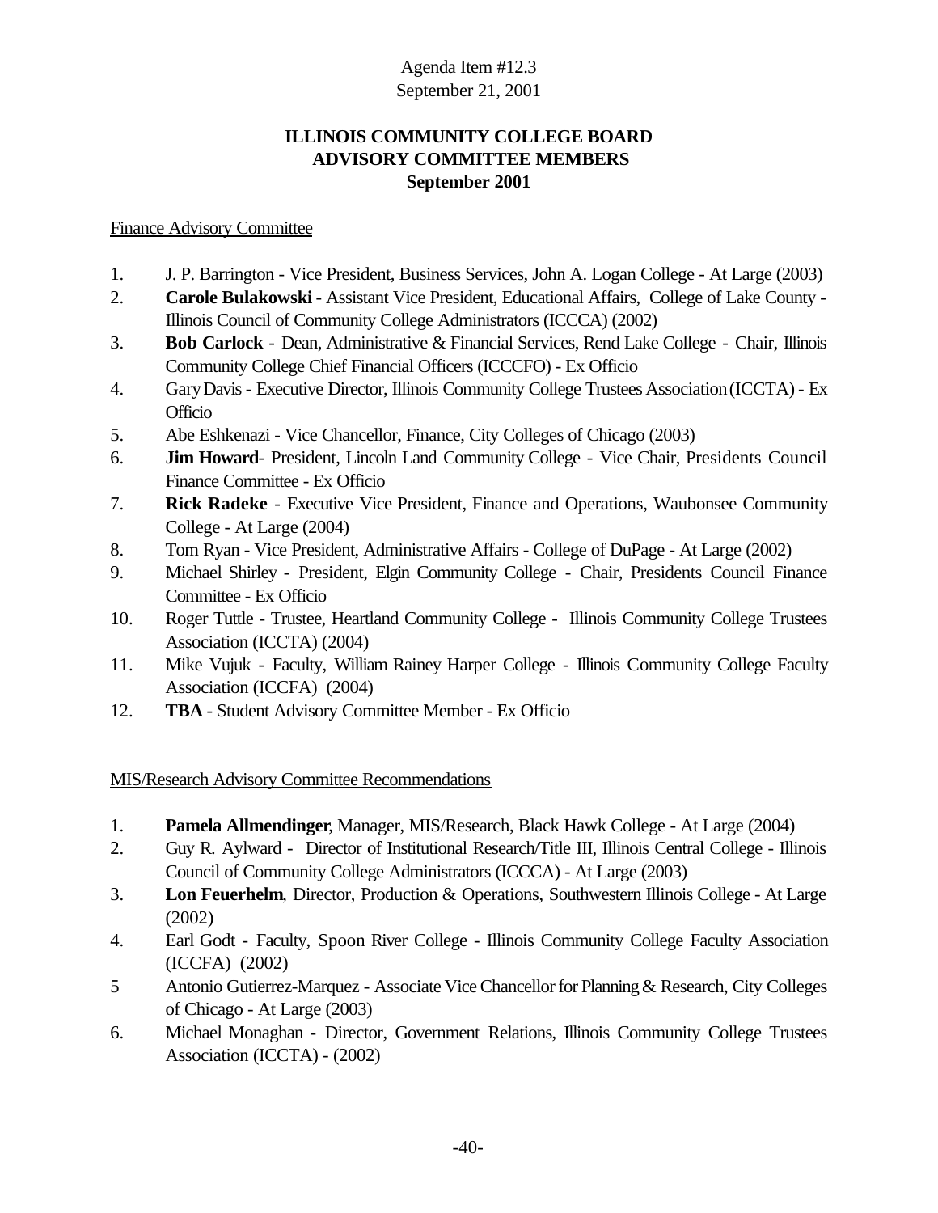Agenda Item #12.3
September 21, 2001

**ILLINOIS COMMUNITY COLLEGE BOARD**
**ADVISORY COMMITTEE MEMBERS**
**September 2001**

Finance Advisory Committee

1. J. P. Barrington - Vice President, Business Services, John A. Logan College - At Large (2003)
2. **Carole Bulakowski** - Assistant Vice President, Educational Affairs, College of Lake County - Illinois Council of Community College Administrators (ICCCA) (2002)
3. **Bob Carlock** - Dean, Administrative & Financial Services, Rend Lake College - Chair, Illinois Community College Chief Financial Officers (ICCCFO) - Ex Officio
4. Gary Davis - Executive Director, Illinois Community College Trustees Association (ICCTA) - Ex Officio
5. Abe Eshkenazi - Vice Chancellor, Finance, City Colleges of Chicago (2003)
6. **Jim Howard**- President, Lincoln Land Community College - Vice Chair, Presidents Council Finance Committee - Ex Officio
7. **Rick Radeke** - Executive Vice President, Finance and Operations, Waubonsee Community College - At Large (2004)
8. Tom Ryan - Vice President, Administrative Affairs - College of DuPage - At Large (2002)
9. Michael Shirley - President, Elgin Community College - Chair, Presidents Council Finance Committee - Ex Officio
10. Roger Tuttle - Trustee, Heartland Community College - Illinois Community College Trustees Association (ICCTA) (2004)
11. Mike Vujuk - Faculty, William Rainey Harper College - Illinois Community College Faculty Association (ICCFA) (2004)
12. **TBA** - Student Advisory Committee Member - Ex Officio

MIS/Research Advisory Committee Recommendations

1. **Pamela Allmendinger**, Manager, MIS/Research, Black Hawk College - At Large (2004)
2. Guy R. Aylward - Director of Institutional Research/Title III, Illinois Central College - Illinois Council of Community College Administrators (ICCCA) - At Large (2003)
3. **Lon Feuerhelm**, Director, Production & Operations, Southwestern Illinois College - At Large (2002)
4. Earl Godt - Faculty, Spoon River College - Illinois Community College Faculty Association (ICCFA) (2002)
5. Antonio Gutierrez-Marquez - Associate Vice Chancellor for Planning & Research, City Colleges of Chicago - At Large (2003)
6. Michael Monaghan - Director, Government Relations, Illinois Community College Trustees Association (ICCTA) - (2002)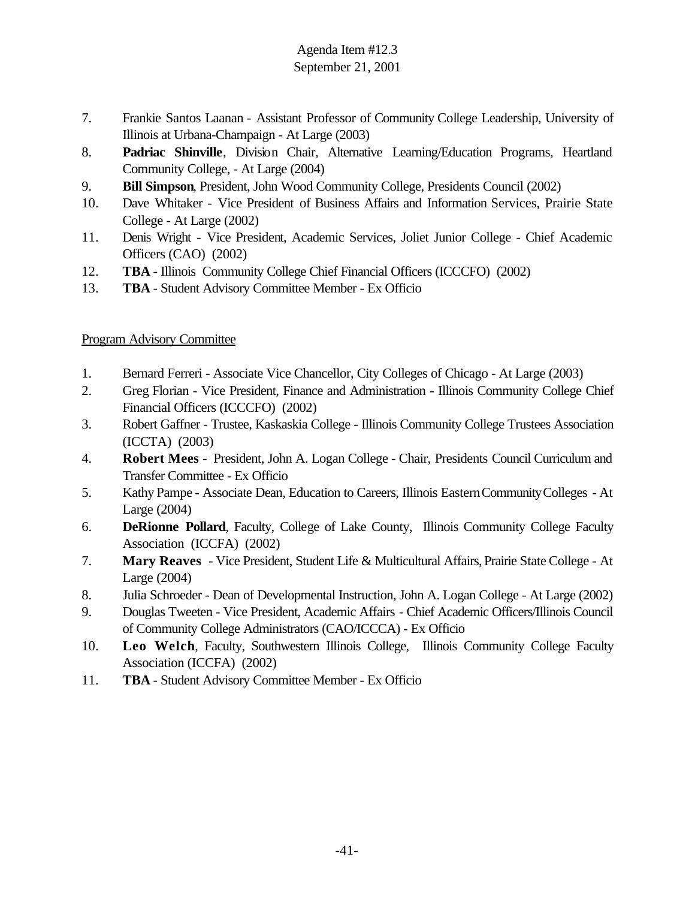Agenda Item #12.3
September 21, 2001

7. Frankie Santos Laanan - Assistant Professor of Community College Leadership, University of Illinois at Urbana-Champaign - At Large (2003)
8. **Padriac Shinville**, Division Chair, Alternative Learning/Education Programs, Heartland Community College, - At Large (2004)
9. **Bill Simpson**, President, John Wood Community College, Presidents Council (2002)
10. Dave Whitaker - Vice President of Business Affairs and Information Services, Prairie State College - At Large (2002)
11. Denis Wright - Vice President, Academic Services, Joliet Junior College - Chief Academic Officers (CAO) (2002)
12. **TBA** - Illinois Community College Chief Financial Officers (ICCCFO) (2002)
13. **TBA** - Student Advisory Committee Member - Ex Officio

<u>Program Advisory Committee</u>

1. Bernard Ferreri - Associate Vice Chancellor, City Colleges of Chicago - At Large (2003)
2. Greg Florian - Vice President, Finance and Administration - Illinois Community College Chief Financial Officers (ICCCFO) (2002)
3. Robert Gaffner - Trustee, Kaskaskia College - Illinois Community College Trustees Association (ICCTA) (2003)
4. **Robert Mees** - President, John A. Logan College - Chair, Presidents Council Curriculum and Transfer Committee - Ex Officio
5. Kathy Pampe - Associate Dean, Education to Careers, Illinois Eastern Community Colleges - At Large (2004)
6. **DeRionne Pollard**, Faculty, College of Lake County, Illinois Community College Faculty Association (ICCFA) (2002)
7. **Mary Reaves** - Vice President, Student Life & Multicultural Affairs, Prairie State College - At Large (2004)
8. Julia Schroeder - Dean of Developmental Instruction, John A. Logan College - At Large (2002)
9. Douglas Tweeten - Vice President, Academic Affairs - Chief Academic Officers/Illinois Council of Community College Administrators (CAO/ICCCA) - Ex Officio
10. **Leo Welch**, Faculty, Southwestern Illinois College, Illinois Community College Faculty Association (ICCFA) (2002)
11. **TBA** - Student Advisory Committee Member - Ex Officio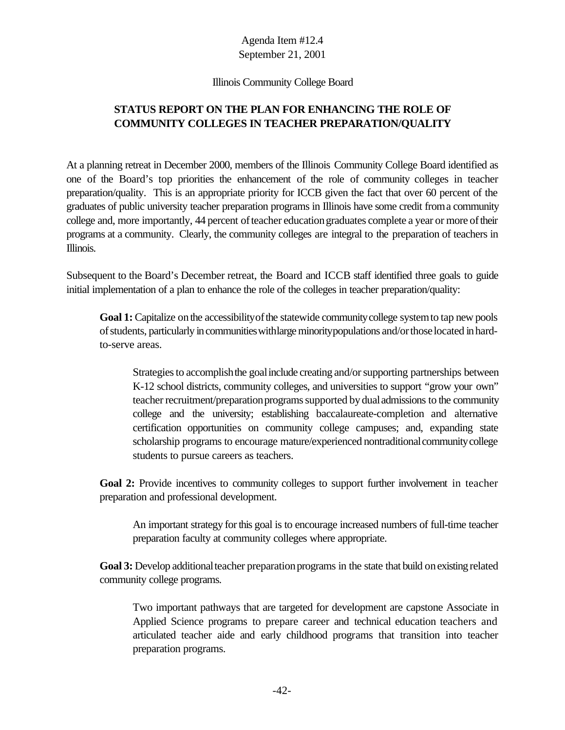Agenda Item #12.4
September 21, 2001

Illinois Community College Board

**STATUS REPORT ON THE PLAN FOR ENHANCING THE ROLE OF COMMUNITY COLLEGES IN TEACHER PREPARATION/QUALITY**

At a planning retreat in December 2000, members of the Illinois Community College Board identified as one of the Board's top priorities the enhancement of the role of community colleges in teacher preparation/quality. This is an appropriate priority for ICCB given the fact that over 60 percent of the graduates of public university teacher preparation programs in Illinois have some credit from a community college and, more importantly, 44 percent of teacher education graduates complete a year or more of their programs at a community. Clearly, the community colleges are integral to the preparation of teachers in Illinois.

Subsequent to the Board's December retreat, the Board and ICCB staff identified three goals to guide initial implementation of a plan to enhance the role of the colleges in teacher preparation/quality:

> **Goal 1:** Capitalize on the accessibility of the statewide community college system to tap new pools of students, particularly in communities with large minority populations and/or those located in hard-to-serve areas.
>
> > Strategies to accomplish the goal include creating and/or supporting partnerships between K-12 school districts, community colleges, and universities to support "grow your own" teacher recruitment/preparation programs supported by dual admissions to the community college and the university; establishing baccalaureate-completion and alternative certification opportunities on community college campuses; and, expanding state scholarship programs to encourage mature/experienced nontraditional community college students to pursue careers as teachers.
>
> **Goal 2:** Provide incentives to community colleges to support further involvement in teacher preparation and professional development.
>
> > An important strategy for this goal is to encourage increased numbers of full-time teacher preparation faculty at community colleges where appropriate.
>
> **Goal 3:** Develop additional teacher preparation programs in the state that build on existing related community college programs.
>
> > Two important pathways that are targeted for development are capstone Associate in Applied Science programs to prepare career and technical education teachers and articulated teacher aide and early childhood programs that transition into teacher preparation programs.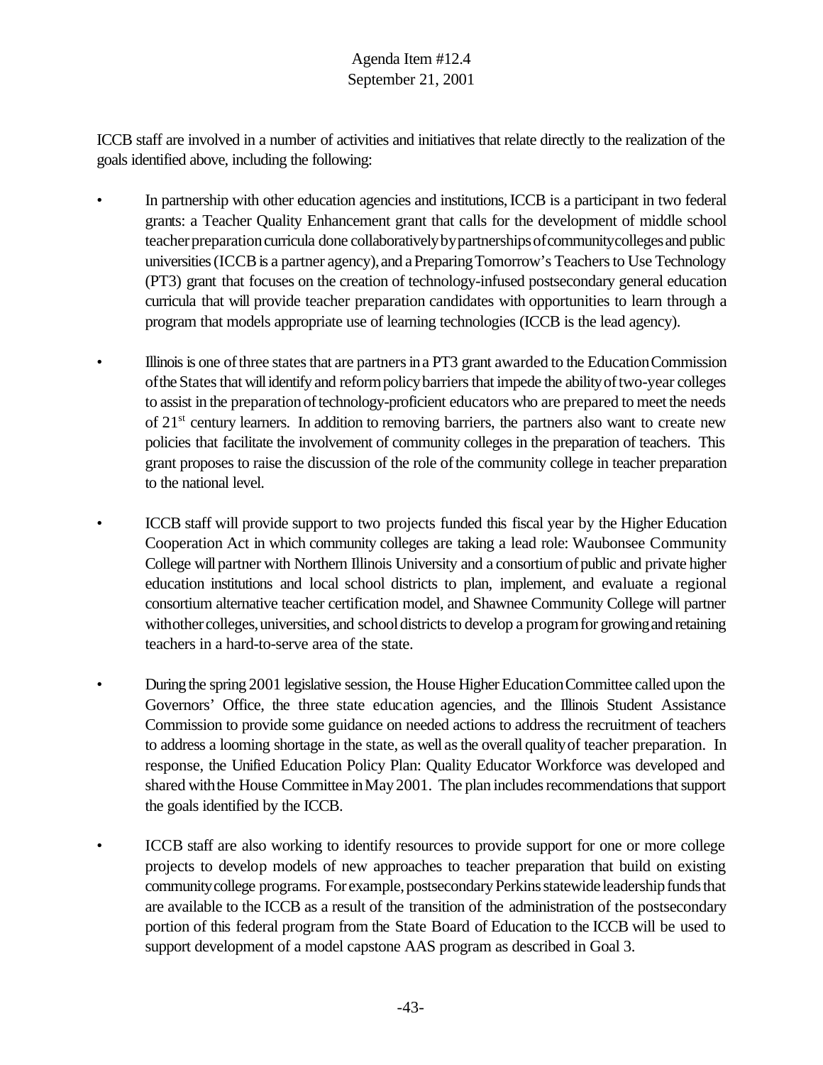ICCB staff are involved in a number of activities and initiatives that relate directly to the realization of the goals identified above, including the following:

- In partnership with other education agencies and institutions, ICCB is a participant in two federal grants: a Teacher Quality Enhancement grant that calls for the development of middle school teacher preparation curricula done collaboratively by partnerships of community colleges and public universities (ICCB is a partner agency), and a Preparing Tomorrow's Teachers to Use Technology (PT3) grant that focuses on the creation of technology-infused postsecondary general education curricula that will provide teacher preparation candidates with opportunities to learn through a program that models appropriate use of learning technologies (ICCB is the lead agency).

- Illinois is one of three states that are partners in a PT3 grant awarded to the Education Commission of the States that will identify and reform policy barriers that impede the ability of two-year colleges to assist in the preparation of technology-proficient educators who are prepared to meet the needs of 21st century learners. In addition to removing barriers, the partners also want to create new policies that facilitate the involvement of community colleges in the preparation of teachers. This grant proposes to raise the discussion of the role of the community college in teacher preparation to the national level.

- ICCB staff will provide support to two projects funded this fiscal year by the Higher Education Cooperation Act in which community colleges are taking a lead role: Waubonsee Community College will partner with Northern Illinois University and a consortium of public and private higher education institutions and local school districts to plan, implement, and evaluate a regional consortium alternative teacher certification model, and Shawnee Community College will partner with other colleges, universities, and school districts to develop a program for growing and retaining teachers in a hard-to-serve area of the state.

- During the spring 2001 legislative session, the House Higher Education Committee called upon the Governors' Office, the three state education agencies, and the Illinois Student Assistance Commission to provide some guidance on needed actions to address the recruitment of teachers to address a looming shortage in the state, as well as the overall quality of teacher preparation. In response, the Unified Education Policy Plan: Quality Educator Workforce was developed and shared with the House Committee in May 2001. The plan includes recommendations that support the goals identified by the ICCB.

- ICCB staff are also working to identify resources to provide support for one or more college projects to develop models of new approaches to teacher preparation that build on existing community college programs. For example, postsecondary Perkins statewide leadership funds that are available to the ICCB as a result of the transition of the administration of the postsecondary portion of this federal program from the State Board of Education to the ICCB will be used to support development of a model capstone AAS program as described in Goal 3.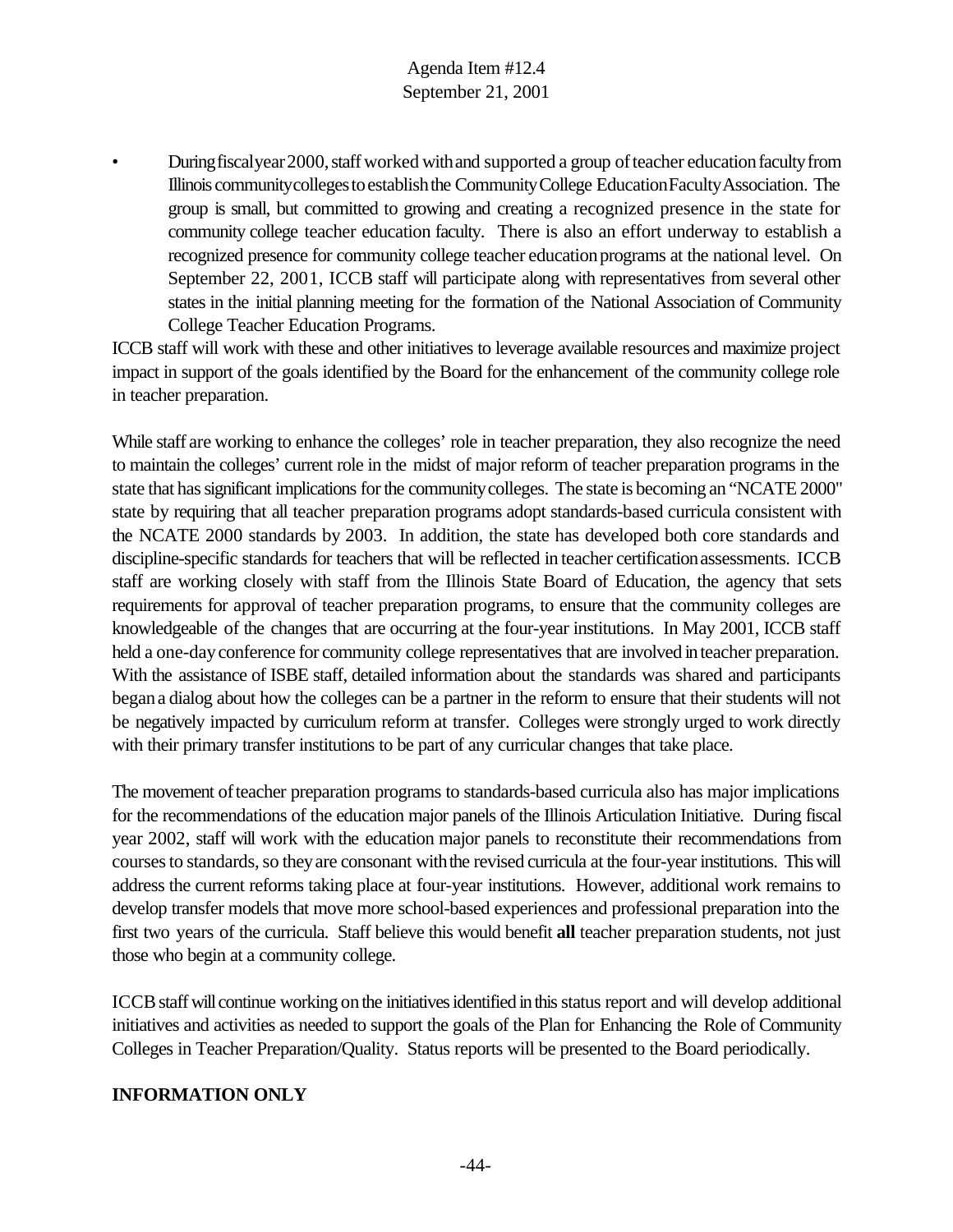- During fiscal year 2000, staff worked with and supported a group of teacher education faculty from Illinois community colleges to establish the Community College Education Faculty Association. The group is small, but committed to growing and creating a recognized presence in the state for community college teacher education faculty. There is also an effort underway to establish a recognized presence for community college teacher education programs at the national level. On September 22, 2001, ICCB staff will participate along with representatives from several other states in the initial planning meeting for the formation of the National Association of Community College Teacher Education Programs.

ICCB staff will work with these and other initiatives to leverage available resources and maximize project impact in support of the goals identified by the Board for the enhancement of the community college role in teacher preparation.

While staff are working to enhance the colleges' role in teacher preparation, they also recognize the need to maintain the colleges' current role in the midst of major reform of teacher preparation programs in the state that has significant implications for the community colleges. The state is becoming an "NCATE 2000" state by requiring that all teacher preparation programs adopt standards-based curricula consistent with the NCATE 2000 standards by 2003. In addition, the state has developed both core standards and discipline-specific standards for teachers that will be reflected in teacher certification assessments. ICCB staff are working closely with staff from the Illinois State Board of Education, the agency that sets requirements for approval of teacher preparation programs, to ensure that the community colleges are knowledgeable of the changes that are occurring at the four-year institutions. In May 2001, ICCB staff held a one-day conference for community college representatives that are involved in teacher preparation. With the assistance of ISBE staff, detailed information about the standards was shared and participants began a dialog about how the colleges can be a partner in the reform to ensure that their students will not be negatively impacted by curriculum reform at transfer. Colleges were strongly urged to work directly with their primary transfer institutions to be part of any curricular changes that take place.

The movement of teacher preparation programs to standards-based curricula also has major implications for the recommendations of the education major panels of the Illinois Articulation Initiative. During fiscal year 2002, staff will work with the education major panels to reconstitute their recommendations from courses to standards, so they are consonant with the revised curricula at the four-year institutions. This will address the current reforms taking place at four-year institutions. However, additional work remains to develop transfer models that move more school-based experiences and professional preparation into the first two years of the curricula. Staff believe this would benefit **all** teacher preparation students, not just those who begin at a community college.

ICCB staff will continue working on the initiatives identified in this status report and will develop additional initiatives and activities as needed to support the goals of the Plan for Enhancing the Role of Community Colleges in Teacher Preparation/Quality. Status reports will be presented to the Board periodically.

**INFORMATION ONLY**